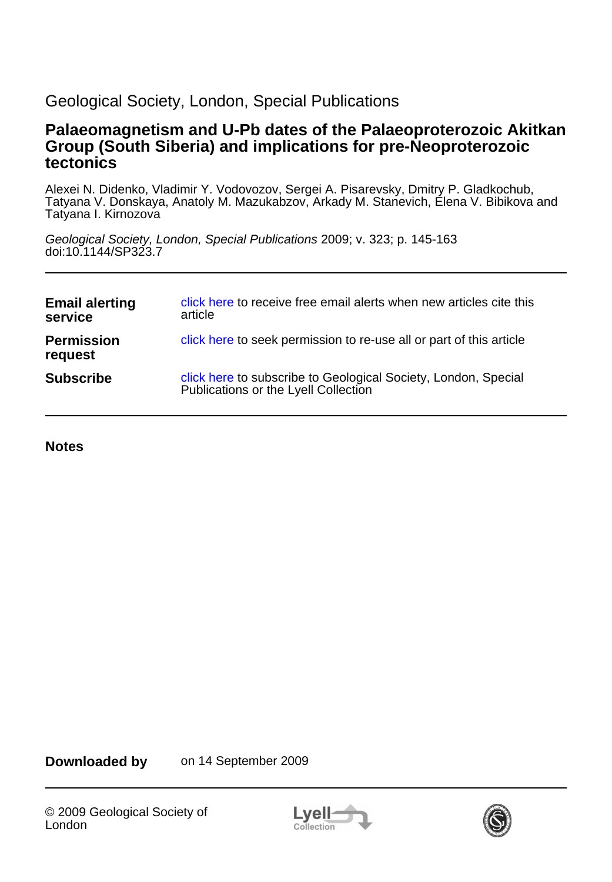Geological Society, London, Special Publications

# Palaeomagnetism and U-Pb dates of the Palaeoproterozoic Akitkan Group (South Siberia) and implications for pre-Neoproterozoic tectonics

Alexei N. Didenko, Vladimir Y. Vodovozov, Sergei A. Pisarevsky, Dmitry P. Gladkochub, Tatyana V. Donskaya, Anatoly M. Mazukabzov, Arkady M. Stanevich, Elena V. Bibikova and Tatyana I. Kirnozova

*Geological Society, London, Special Publications* 2009; v. 323; p. 145-163
doi:10.1144/SP323.7

---

| | |
|---|---|
| **Email alerting service** | click here to receive free email alerts when new articles cite this article |
| **Permission request** | click here to seek permission to re-use all or part of this article |
| **Subscribe** | click here to subscribe to Geological Society, London, Special Publications or the Lyell Collection |

---

**Notes**

**Downloaded by** on 14 September 2009

---

© 2009 Geological Society of London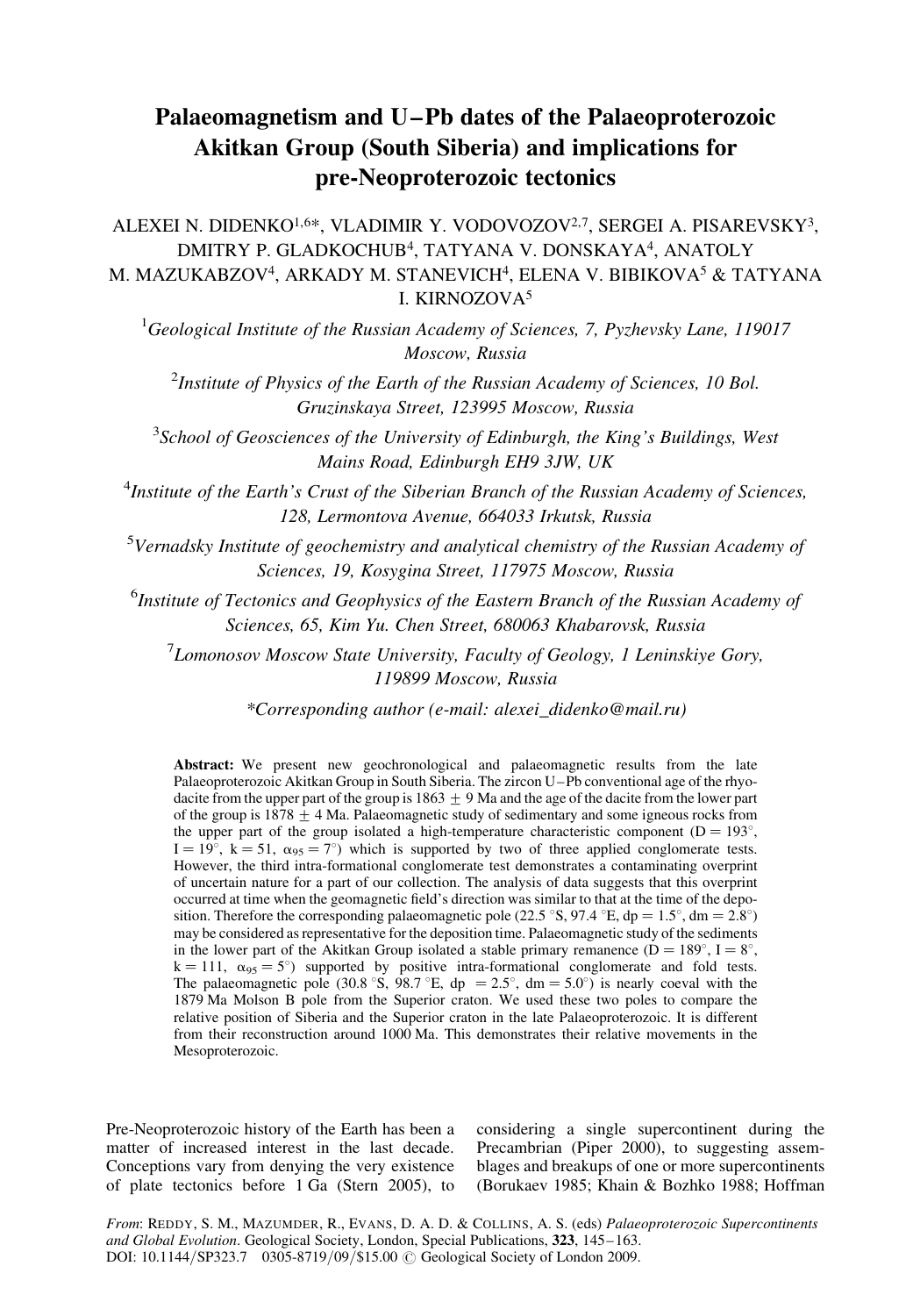# Palaeomagnetism and U–Pb dates of the Palaeoproterozoic Akitkan Group (South Siberia) and implications for pre-Neoproterozoic tectonics

ALEXEI N. DIDENKO[1,6]*, VLADIMIR Y. VODOVOZOV[2,7], SERGEI A. PISAREVSKY[3], DMITRY P. GLADKOCHUB[4], TATYANA V. DONSKAYA[4], ANATOLY M. MAZUKABZOV[4], ARKADY M. STANEVICH[4], ELENA V. BIBIKOVA[5] & TATYANA I. KIRNOZOVA[5]

[1]*Geological Institute of the Russian Academy of Sciences, 7, Pyzhevsky Lane, 119017 Moscow, Russia*

[2]*Institute of Physics of the Earth of the Russian Academy of Sciences, 10 Bol. Gruzinskaya Street, 123995 Moscow, Russia*

[3]*School of Geosciences of the University of Edinburgh, the King's Buildings, West Mains Road, Edinburgh EH9 3JW, UK*

[4]*Institute of the Earth's Crust of the Siberian Branch of the Russian Academy of Sciences, 128, Lermontova Avenue, 664033 Irkutsk, Russia*

[5]*Vernadsky Institute of geochemistry and analytical chemistry of the Russian Academy of Sciences, 19, Kosygina Street, 117975 Moscow, Russia*

[6]*Institute of Tectonics and Geophysics of the Eastern Branch of the Russian Academy of Sciences, 65, Kim Yu. Chen Street, 680063 Khabarovsk, Russia*

[7]*Lomonosov Moscow State University, Faculty of Geology, 1 Leninskiye Gory, 119899 Moscow, Russia*

*\*Corresponding author (e-mail: alexei_didenko@mail.ru)*

**Abstract:** We present new geochronological and palaeomagnetic results from the late Palaeoproterozoic Akitkan Group in South Siberia. The zircon U–Pb conventional age of the rhyodacite from the upper part of the group is 1863 ± 9 Ma and the age of the dacite from the lower part of the group is 1878 ± 4 Ma. Palaeomagnetic study of sedimentary and some igneous rocks from the upper part of the group isolated a high-temperature characteristic component (D = 193°, I = 19°, k = 51, $\alpha_{95}$ = 7°) which is supported by two of three applied conglomerate tests. However, the third intra-formational conglomerate test demonstrates a contaminating overprint of uncertain nature for a part of our collection. The analysis of data suggests that this overprint occurred at time when the geomagnetic field's direction was similar to that at the time of the deposition. Therefore the corresponding palaeomagnetic pole (22.5 °S, 97.4 °E, dp = 1.5°, dm = 2.8°) may be considered as representative for the deposition time. Palaeomagnetic study of the sediments in the lower part of the Akitkan Group isolated a stable primary remanence (D = 189°, I = 8°, k = 111, $\alpha_{95}$ = 5°) supported by positive intra-formational conglomerate and fold tests. The palaeomagnetic pole (30.8 °S, 98.7 °E, dp = 2.5°, dm = 5.0°) is nearly coeval with the 1879 Ma Molson B pole from the Superior craton. We used these two poles to compare the relative position of Siberia and the Superior craton in the late Palaeoproterozoic. It is different from their reconstruction around 1000 Ma. This demonstrates their relative movements in the Mesoproterozoic.

Pre-Neoproterozoic history of the Earth has been a matter of increased interest in the last decade. Conceptions vary from denying the very existence of plate tectonics before 1 Ga (Stern 2005), to considering a single supercontinent during the Precambrian (Piper 2000), to suggesting assemblages and breakups of one or more supercontinents (Borukaev 1985; Khain & Bozhko 1988; Hoffman

From: REDDY, S. M., MAZUMDER, R., EVANS, D. A. D. & COLLINS, A. S. (eds) *Palaeoproterozoic Supercontinents and Global Evolution*. Geological Society, London, Special Publications, **323**, 145–163.
DOI: 10.1144/SP323.7 0305-8719/09/$15.00 © Geological Society of London 2009.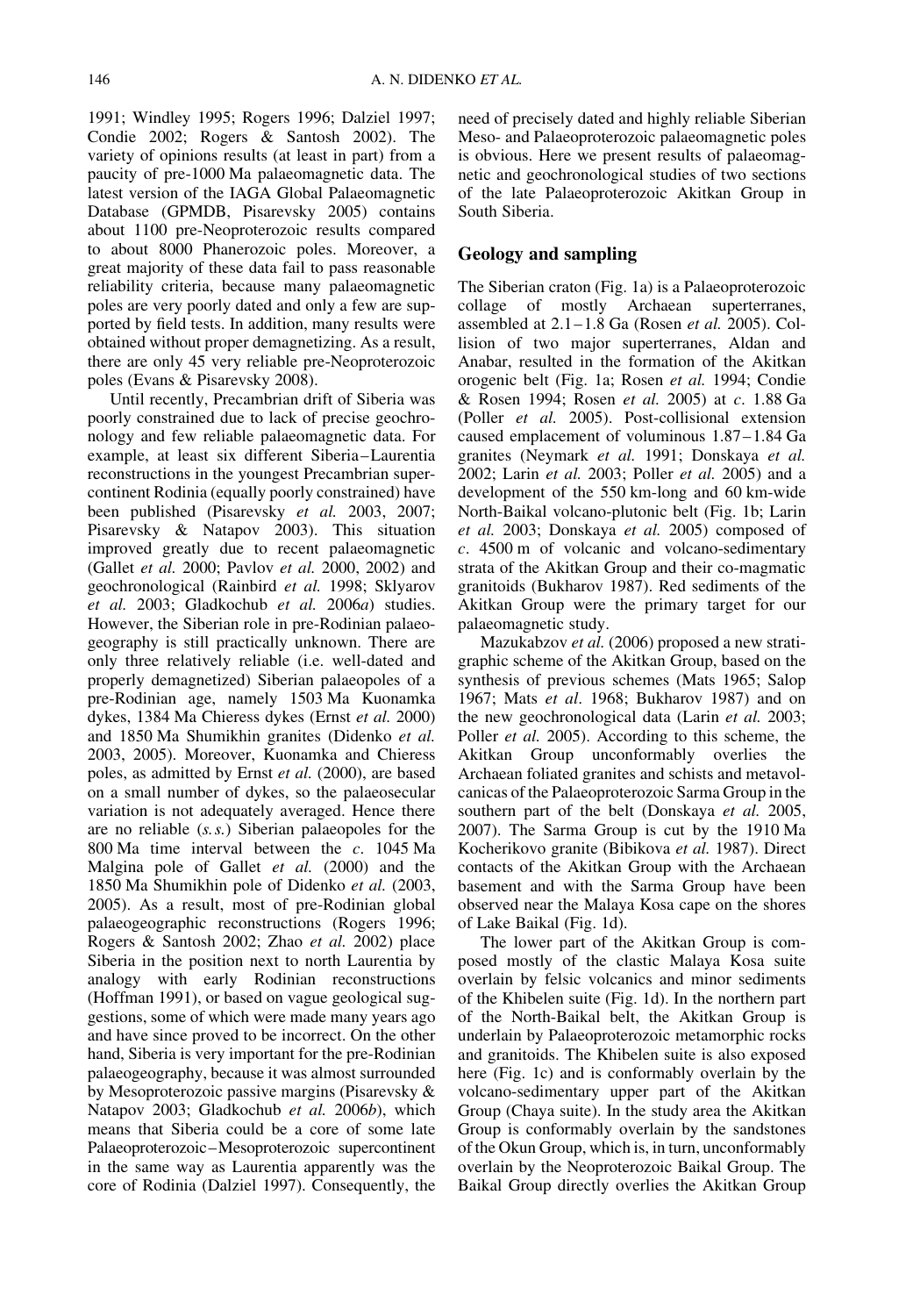1991; Windley 1995; Rogers 1996; Dalziel 1997; Condie 2002; Rogers & Santosh 2002). The variety of opinions results (at least in part) from a paucity of pre-1000 Ma palaeomagnetic data. The latest version of the IAGA Global Palaeomagnetic Database (GPMDB, Pisarevsky 2005) contains about 1100 pre-Neoproterozoic results compared to about 8000 Phanerozoic poles. Moreover, a great majority of these data fail to pass reasonable reliability criteria, because many palaeomagnetic poles are very poorly dated and only a few are supported by field tests. In addition, many results were obtained without proper demagnetizing. As a result, there are only 45 very reliable pre-Neoproterozoic poles (Evans & Pisarevsky 2008).

Until recently, Precambrian drift of Siberia was poorly constrained due to lack of precise geochronology and few reliable palaeomagnetic data. For example, at least six different Siberia–Laurentia reconstructions in the youngest Precambrian supercontinent Rodinia (equally poorly constrained) have been published (Pisarevsky *et al.* 2003, 2007; Pisarevsky & Natapov 2003). This situation improved greatly due to recent palaeomagnetic (Gallet *et al.* 2000; Pavlov *et al.* 2000, 2002) and geochronological (Rainbird *et al.* 1998; Sklyarov *et al.* 2003; Gladkochub *et al.* 2006*a*) studies. However, the Siberian role in pre-Rodinian palaeogeography is still practically unknown. There are only three relatively reliable (i.e. well-dated and properly demagnetized) Siberian palaeopoles of a pre-Rodinian age, namely 1503 Ma Kuonamka dykes, 1384 Ma Chieress dykes (Ernst *et al.* 2000) and 1850 Ma Shumikhin granites (Didenko *et al.* 2003, 2005). Moreover, Kuonamka and Chieress poles, as admitted by Ernst *et al.* (2000), are based on a small number of dykes, so the palaeosecular variation is not adequately averaged. Hence there are no reliable (*s.s.*) Siberian palaeopoles for the 800 Ma time interval between the *c*. 1045 Ma Malgina pole of Gallet *et al.* (2000) and the 1850 Ma Shumikhin pole of Didenko *et al.* (2003, 2005). As a result, most of pre-Rodinian global palaeogeographic reconstructions (Rogers 1996; Rogers & Santosh 2002; Zhao *et al.* 2002) place Siberia in the position next to north Laurentia by analogy with early Rodinian reconstructions (Hoffman 1991), or based on vague geological suggestions, some of which were made many years ago and have since proved to be incorrect. On the other hand, Siberia is very important for the pre-Rodinian palaeogeography, because it was almost surrounded by Mesoproterozoic passive margins (Pisarevsky & Natapov 2003; Gladkochub *et al.* 2006*b*), which means that Siberia could be a core of some late Palaeoproterozoic–Mesoproterozoic supercontinent in the same way as Laurentia apparently was the core of Rodinia (Dalziel 1997). Consequently, the need of precisely dated and highly reliable Siberian Meso- and Palaeoproterozoic palaeomagnetic poles is obvious. Here we present results of palaeomagnetic and geochronological studies of two sections of the late Palaeoproterozoic Akitkan Group in South Siberia.

## Geology and sampling

The Siberian craton (Fig. 1a) is a Palaeoproterozoic collage of mostly Archaean superterranes, assembled at 2.1–1.8 Ga (Rosen *et al.* 2005). Collision of two major superterranes, Aldan and Anabar, resulted in the formation of the Akitkan orogenic belt (Fig. 1a; Rosen *et al.* 1994; Condie & Rosen 1994; Rosen *et al.* 2005) at *c*. 1.88 Ga (Poller *et al.* 2005). Post-collisional extension caused emplacement of voluminous 1.87–1.84 Ga granites (Neymark *et al.* 1991; Donskaya *et al.* 2002; Larin *et al.* 2003; Poller *et al.* 2005) and a development of the 550 km-long and 60 km-wide North-Baikal volcano-plutonic belt (Fig. 1b; Larin *et al.* 2003; Donskaya *et al.* 2005) composed of *c*. 4500 m of volcanic and volcano-sedimentary strata of the Akitkan Group and their co-magmatic granitoids (Bukharov 1987). Red sediments of the Akitkan Group were the primary target for our palaeomagnetic study.

Mazukabzov *et al.* (2006) proposed a new stratigraphic scheme of the Akitkan Group, based on the synthesis of previous schemes (Mats 1965; Salop 1967; Mats *et al*. 1968; Bukharov 1987) and on the new geochronological data (Larin *et al.* 2003; Poller *et al.* 2005). According to this scheme, the Akitkan Group unconformably overlies the Archaean foliated granites and schists and metavolcanicas of the Palaeoproterozoic Sarma Group in the southern part of the belt (Donskaya *et al.* 2005, 2007). The Sarma Group is cut by the 1910 Ma Kocherikovo granite (Bibikova *et al.* 1987). Direct contacts of the Akitkan Group with the Archaean basement and with the Sarma Group have been observed near the Malaya Kosa cape on the shores of Lake Baikal (Fig. 1d).

The lower part of the Akitkan Group is composed mostly of the clastic Malaya Kosa suite overlain by felsic volcanics and minor sediments of the Khibelen suite (Fig. 1d). In the northern part of the North-Baikal belt, the Akitkan Group is underlain by Palaeoproterozoic metamorphic rocks and granitoids. The Khibelen suite is also exposed here (Fig. 1c) and is conformably overlain by the volcano-sedimentary upper part of the Akitkan Group (Chaya suite). In the study area the Akitkan Group is conformably overlain by the sandstones of the Okun Group, which is, in turn, unconformably overlain by the Neoproterozoic Baikal Group. The Baikal Group directly overlies the Akitkan Group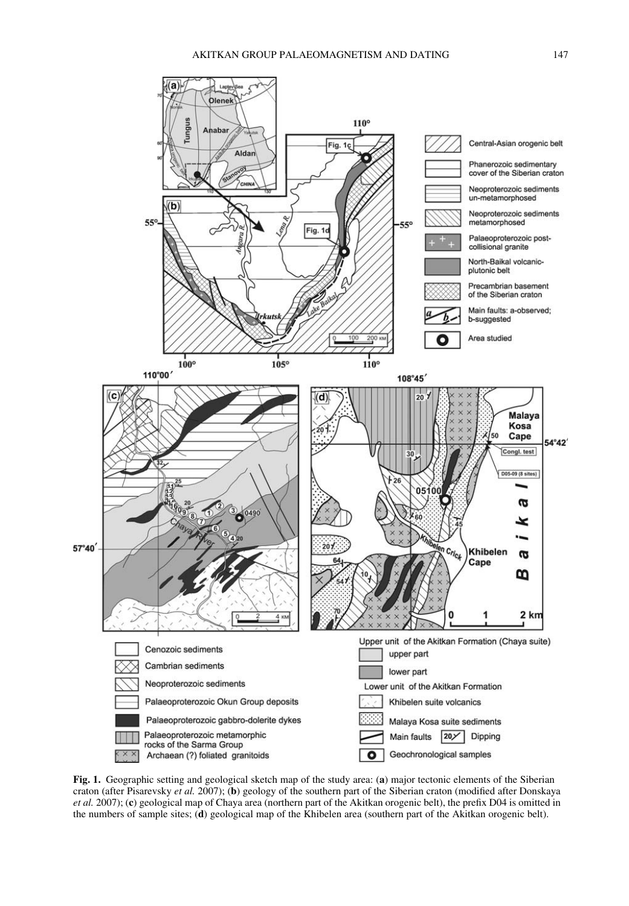**Fig. 1.** Geographic setting and geological sketch map of the study area: (**a**) major tectonic elements of the Siberian craton (after Pisarevsky *et al.* 2007); (**b**) geology of the southern part of the Siberian craton (modified after Donskaya *et al.* 2007); (**c**) geological map of Chaya area (northern part of the Akitkan orogenic belt), the prefix D04 is omitted in the numbers of sample sites; (**d**) geological map of the Khibelen area (southern part of the Akitkan orogenic belt).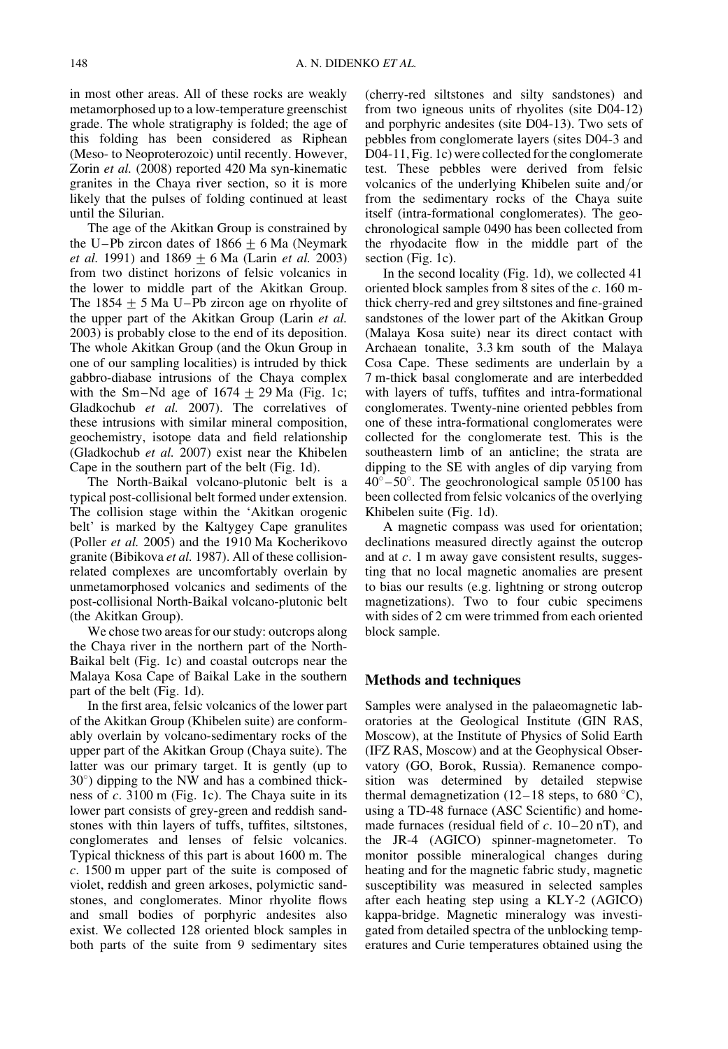in most other areas. All of these rocks are weakly metamorphosed up to a low-temperature greenschist grade. The whole stratigraphy is folded; the age of this folding has been considered as Riphean (Meso- to Neoproterozoic) until recently. However, Zorin *et al.* (2008) reported 420 Ma syn-kinematic granites in the Chaya river section, so it is more likely that the pulses of folding continued at least until the Silurian.

The age of the Akitkan Group is constrained by the U–Pb zircon dates of $1866 \pm 6$ Ma (Neymark *et al.* 1991) and $1869 \pm 6$ Ma (Larin *et al.* 2003) from two distinct horizons of felsic volcanics in the lower to middle part of the Akitkan Group. The $1854 \pm 5$ Ma U–Pb zircon age on rhyolite of the upper part of the Akitkan Group (Larin *et al.* 2003) is probably close to the end of its deposition. The whole Akitkan Group (and the Okun Group in one of our sampling localities) is intruded by thick gabbro-diabase intrusions of the Chaya complex with the Sm–Nd age of $1674 \pm 29$ Ma (Fig. 1c; Gladkochub *et al.* 2007). The correlatives of these intrusions with similar mineral composition, geochemistry, isotope data and field relationship (Gladkochub *et al.* 2007) exist near the Khibelen Cape in the southern part of the belt (Fig. 1d).

The North-Baikal volcano-plutonic belt is a typical post-collisional belt formed under extension. The collision stage within the 'Akitkan orogenic belt' is marked by the Kaltygey Cape granulites (Poller *et al.* 2005) and the 1910 Ma Kocherikovo granite (Bibikova *et al.* 1987). All of these collision-related complexes are uncomfortably overlain by unmetamorphosed volcanics and sediments of the post-collisional North-Baikal volcano-plutonic belt (the Akitkan Group).

We chose two areas for our study: outcrops along the Chaya river in the northern part of the North-Baikal belt (Fig. 1c) and coastal outcrops near the Malaya Kosa Cape of Baikal Lake in the southern part of the belt (Fig. 1d).

In the first area, felsic volcanics of the lower part of the Akitkan Group (Khibelen suite) are conformably overlain by volcano-sedimentary rocks of the upper part of the Akitkan Group (Chaya suite). The latter was our primary target. It is gently (up to 30°) dipping to the NW and has a combined thickness of *c*. 3100 m (Fig. 1c). The Chaya suite in its lower part consists of grey-green and reddish sandstones with thin layers of tuffs, tuffites, siltstones, conglomerates and lenses of felsic volcanics. Typical thickness of this part is about 1600 m. The *c*. 1500 m upper part of the suite is composed of violet, reddish and green arkoses, polymictic sandstones, and conglomerates. Minor rhyolite flows and small bodies of porphyric andesites also exist. We collected 128 oriented block samples in both parts of the suite from 9 sedimentary sites (cherry-red siltstones and silty sandstones) and from two igneous units of rhyolites (site D04-12) and porphyric andesites (site D04-13). Two sets of pebbles from conglomerate layers (sites D04-3 and D04-11, Fig. 1c) were collected for the conglomerate test. These pebbles were derived from felsic volcanics of the underlying Khibelen suite and/or from the sedimentary rocks of the Chaya suite itself (intra-formational conglomerates). The geochronological sample 0490 has been collected from the rhyodacite flow in the middle part of the section (Fig. 1c).

In the second locality (Fig. 1d), we collected 41 oriented block samples from 8 sites of the *c*. 160 m-thick cherry-red and grey siltstones and fine-grained sandstones of the lower part of the Akitkan Group (Malaya Kosa suite) near its direct contact with Archaean tonalite, 3.3 km south of the Malaya Cosa Cape. These sediments are underlain by a 7 m-thick basal conglomerate and are interbedded with layers of tuffs, tuffites and intra-formational conglomerates. Twenty-nine oriented pebbles from one of these intra-formational conglomerates were collected for the conglomerate test. This is the southeastern limb of an anticline; the strata are dipping to the SE with angles of dip varying from 40°–50°. The geochronological sample 05100 has been collected from felsic volcanics of the overlying Khibelen suite (Fig. 1d).

A magnetic compass was used for orientation; declinations measured directly against the outcrop and at *c*. 1 m away gave consistent results, suggesting that no local magnetic anomalies are present to bias our results (e.g. lightning or strong outcrop magnetizations). Two to four cubic specimens with sides of 2 cm were trimmed from each oriented block sample.

## Methods and techniques

Samples were analysed in the palaeomagnetic laboratories at the Geological Institute (GIN RAS, Moscow), at the Institute of Physics of Solid Earth (IFZ RAS, Moscow) and at the Geophysical Observatory (GO, Borok, Russia). Remanence composition was determined by detailed stepwise thermal demagnetization (12–18 steps, to 680 °C), using a TD-48 furnace (ASC Scientific) and home-made furnaces (residual field of *c*. 10–20 nT), and the JR-4 (AGICO) spinner-magnetometer. To monitor possible mineralogical changes during heating and for the magnetic fabric study, magnetic susceptibility was measured in selected samples after each heating step using a KLY-2 (AGICO) kappa-bridge. Magnetic mineralogy was investigated from detailed spectra of the unblocking temperatures and Curie temperatures obtained using the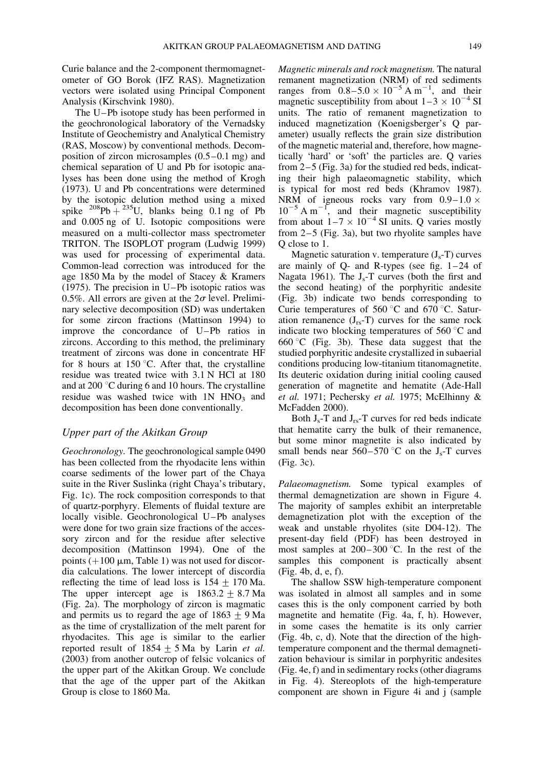Curie balance and the 2-component thermomagnetometer of GO Borok (IFZ RAS). Magnetization vectors were isolated using Principal Component Analysis (Kirschvink 1980).

The U–Pb isotope study has been performed in the geochronological laboratory of the Vernadsky Institute of Geochemistry and Analytical Chemistry (RAS, Moscow) by conventional methods. Decomposition of zircon microsamples (0.5–0.1 mg) and chemical separation of U and Pb for isotopic analyses has been done using the method of Krogh (1973). U and Pb concentrations were determined by the isotopic delution method using a mixed spike $^{208}Pb + ^{235}U$, blanks being 0.1 ng of Pb and 0.005 ng of U. Isotopic compositions were measured on a multi-collector mass spectrometer TRITON. The ISOPLOT program (Ludwig 1999) was used for processing of experimental data. Common-lead correction was introduced for the age 1850 Ma by the model of Stacey & Kramers (1975). The precision in U–Pb isotopic ratios was 0.5%. All errors are given at the $2\sigma$ level. Preliminary selective decomposition (SD) was undertaken for some zircon fractions (Mattinson 1994) to improve the concordance of U–Pb ratios in zircons. According to this method, the preliminary treatment of zircons was done in concentrate HF for 8 hours at 150 °C. After that, the crystalline residue was treated twice with 3.1 N HCl at 180 and at 200 °C during 6 and 10 hours. The crystalline residue was washed twice with 1N $HNO_3$ and decomposition has been done conventionally.

## Upper part of the Akitkan Group

*Geochronology.* The geochronological sample 0490 has been collected from the rhyodacite lens within coarse sediments of the lower part of the Chaya suite in the River Suslinka (right Chaya's tributary, Fig. 1c). The rock composition corresponds to that of quartz-porphyry. Elements of fluidal texture are locally visible. Geochronological U–Pb analyses were done for two grain size fractions of the accessory zircon and for the residue after selective decomposition (Mattinson 1994). One of the points (+100 μm, Table 1) was not used for discordia calculations. The lower intercept of discordia reflecting the time of lead loss is $154 \pm 170$ Ma. The upper intercept age is $1863.2 \pm 8.7$ Ma (Fig. 2a). The morphology of zircon is magmatic and permits us to regard the age of $1863 \pm 9$ Ma as the time of crystallization of the melt parent for rhyodacites. This age is similar to the earlier reported result of $1854 \pm 5$ Ma by Larin *et al.* (2003) from another outcrop of felsic volcanics of the upper part of the Akitkan Group. We conclude that the age of the upper part of the Akitkan Group is close to 1860 Ma.

*Magnetic minerals and rock magnetism.* The natural remanent magnetization (NRM) of red sediments ranges from $0.8$–$5.0 \times 10^{-5}$ A $m^{-1}$, and their magnetic susceptibility from about $1$–$3 \times 10^{-4}$ SI units. The ratio of remanent magnetization to induced magnetization (Koenigsberger's Q parameter) usually reflects the grain size distribution of the magnetic material and, therefore, how magnetically 'hard' or 'soft' the particles are. Q varies from 2–5 (Fig. 3a) for the studied red beds, indicating their high palaeomagnetic stability, which is typical for most red beds (Khramov 1987). NRM of igneous rocks vary from $0.9$–$1.0 \times 10^{-5}$ A $m^{-1}$, and their magnetic susceptibility from about $1$–$7 \times 10^{-4}$ SI units. Q varies mostly from 2–5 (Fig. 3a), but two rhyolite samples have Q close to 1.

Magnetic saturation v. temperature ($J_s$-T) curves are mainly of Q- and R-types (see fig. 1–24 of Nagata 1961). The $J_s$-T curves (both the first and the second heating) of the porphyritic andesite (Fig. 3b) indicate two bends corresponding to Curie temperatures of 560 °C and 670 °C. Saturation remanence ($J_{rs}$-T) curves for the same rock indicate two blocking temperatures of 560 °C and 660 °C (Fig. 3b). These data suggest that the studied porphyritic andesite crystallized in subaerial conditions producing low-titanium titanomagnetite. Its deuteric oxidation during initial cooling caused generation of magnetite and hematite (Ade-Hall *et al.* 1971; Pechersky *et al.* 1975; McElhinny & McFadden 2000).

Both $J_s$-T and $J_{rs}$-T curves for red beds indicate that hematite carry the bulk of their remanence, but some minor magnetite is also indicated by small bends near 560–570 °C on the $J_s$-T curves (Fig. 3c).

*Palaeomagnetism.* Some typical examples of thermal demagnetization are shown in Figure 4. The majority of samples exhibit an interpretable demagnetization plot with the exception of the weak and unstable rhyolites (site D04-12). The present-day field (PDF) has been destroyed in most samples at 200–300 °C. In the rest of the samples this component is practically absent (Fig. 4b, d, e, f).

The shallow SSW high-temperature component was isolated in almost all samples and in some cases this is the only component carried by both magnetite and hematite (Fig. 4a, f, h). However, in some cases the hematite is its only carrier (Fig. 4b, c, d). Note that the direction of the high-temperature component and the thermal demagnetization behaviour is similar in porphyritic andesites (Fig. 4e, f) and in sedimentary rocks (other diagrams in Fig. 4). Stereoplots of the high-temperature component are shown in Figure 4i and j (sample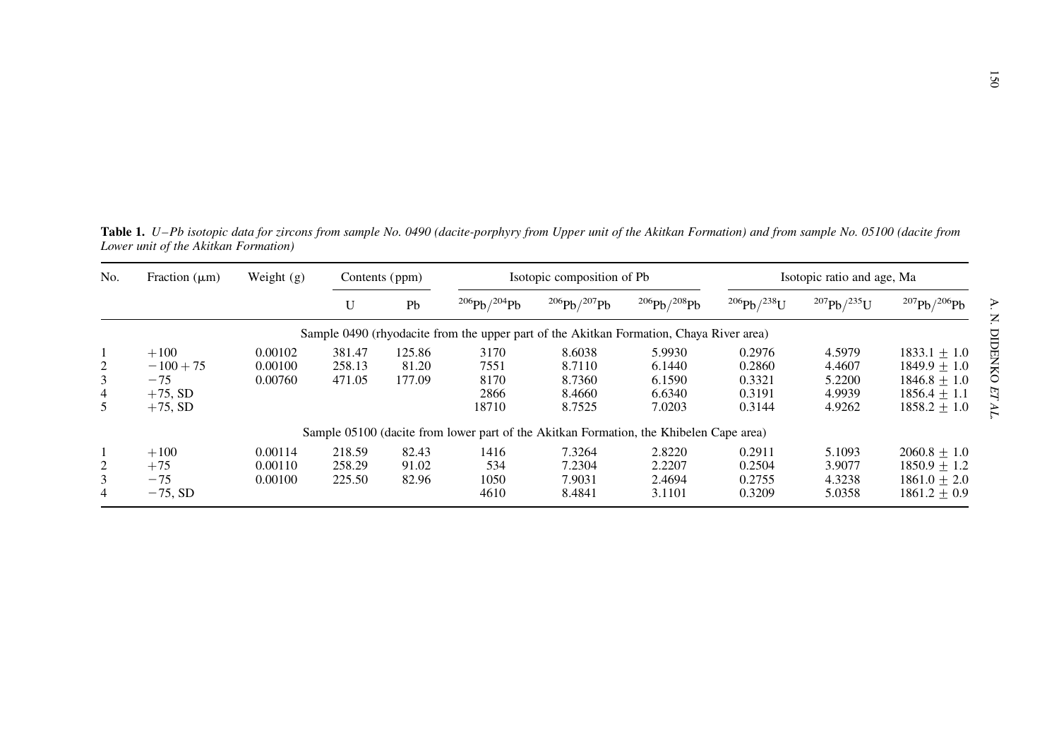**Table 1.** *U–Pb isotopic data for zircons from sample No. 0490 (dacite-porphyry from Upper unit of the Akitkan Formation) and from sample No. 05100 (dacite from Lower unit of the Akitkan Formation)*

| No. | Fraction (μm) | Weight (g) | Contents (ppm) | | Isotopic composition of Pb | | | Isotopic ratio and age, Ma | | |
|---|---|---|---|---|---|---|---|---|---|---|
| | | | U | Pb | $^{206}Pb/^{204}Pb$ | $^{206}Pb/^{207}Pb$ | $^{206}Pb/^{208}Pb$ | $^{206}Pb/^{238}U$ | $^{207}Pb/^{235}U$ | $^{207}Pb/^{206}Pb$ |
| Sample 0490 (rhyodacite from the upper part of the Akitkan Formation, Chaya River area) | | | | | | | | | | |
| 1 | +100 | 0.00102 | 381.47 | 125.86 | 3170 | 8.6038 | 5.9930 | 0.2976 | 4.5979 | 1833.1 ± 1.0 |
| 2 | −100 + 75 | 0.00100 | 258.13 | 81.20 | 7551 | 8.7110 | 6.1440 | 0.2860 | 4.4607 | 1849.9 ± 1.0 |
| 3 | −75 | 0.00760 | 471.05 | 177.09 | 8170 | 8.7360 | 6.1590 | 0.3321 | 5.2200 | 1846.8 ± 1.0 |
| 4 | +75, SD | | | | 2866 | 8.4660 | 6.6340 | 0.3191 | 4.9939 | 1856.4 ± 1.1 |
| 5 | +75, SD | | | | 18710 | 8.7525 | 7.0203 | 0.3144 | 4.9262 | 1858.2 ± 1.0 |
| Sample 05100 (dacite from lower part of the Akitkan Formation, the Khibelen Cape area) | | | | | | | | | | |
| 1 | +100 | 0.00114 | 218.59 | 82.43 | 1416 | 7.3264 | 2.8220 | 0.2911 | 5.1093 | 2060.8 ± 1.0 |
| 2 | +75 | 0.00110 | 258.29 | 91.02 | 534 | 7.2304 | 2.2207 | 0.2504 | 3.9077 | 1850.9 ± 1.2 |
| 3 | −75 | 0.00100 | 225.50 | 82.96 | 1050 | 7.9031 | 2.4694 | 0.2755 | 4.3238 | 1861.0 ± 2.0 |
| 4 | −75, SD | | | | 4610 | 8.4841 | 3.1101 | 0.3209 | 5.0358 | 1861.2 ± 0.9 |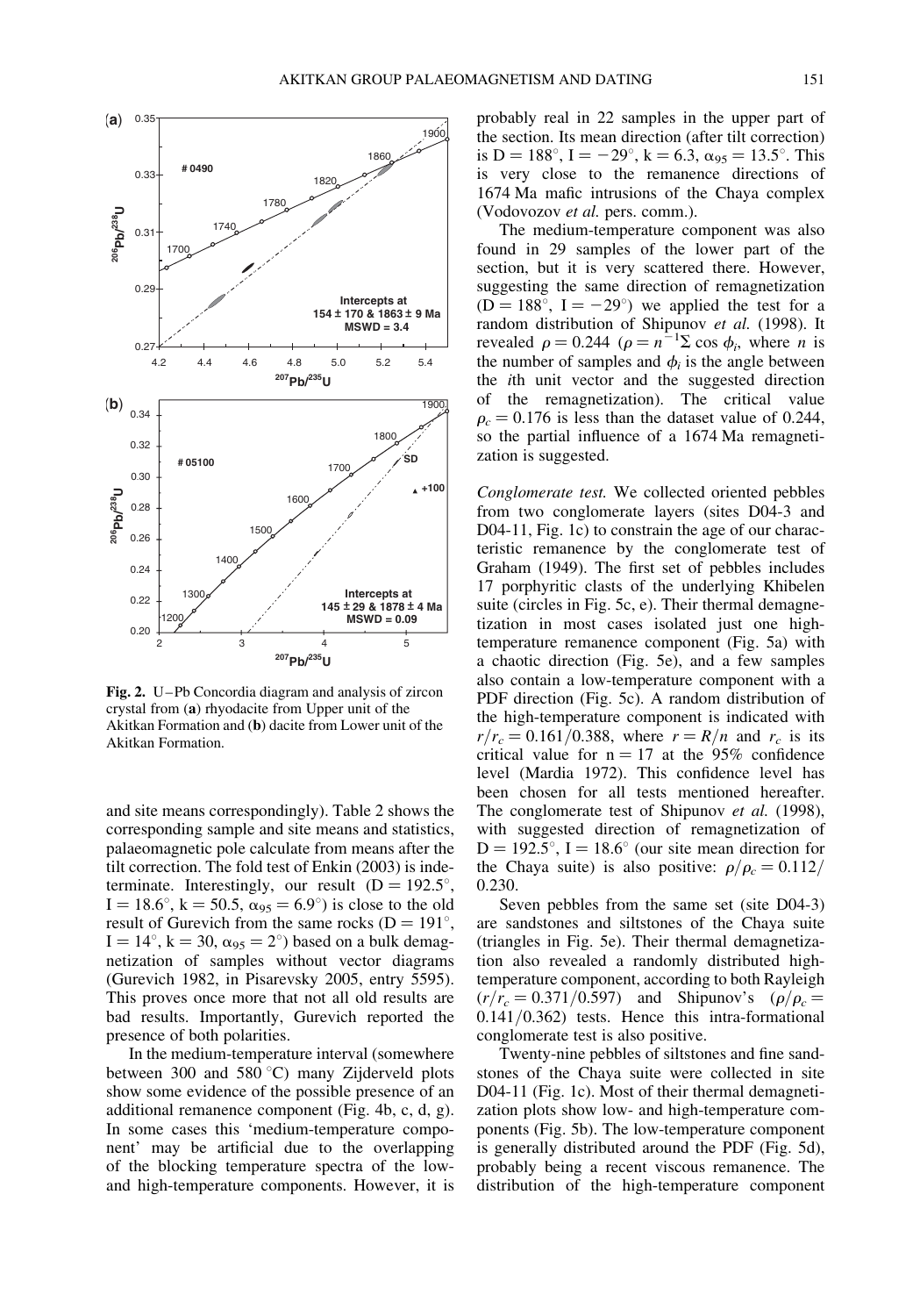**Fig. 2.** U–Pb Concordia diagram and analysis of zircon crystal from (**a**) rhyodacite from Upper unit of the Akitkan Formation and (**b**) dacite from Lower unit of the Akitkan Formation.

and site means correspondingly). Table 2 shows the corresponding sample and site means and statistics, palaeomagnetic pole calculate from means after the tilt correction. The fold test of Enkin (2003) is indeterminate. Interestingly, our result (D = 192.5°, I = 18.6°, k = 50.5, $\alpha_{95}$ = 6.9°) is close to the old result of Gurevich from the same rocks (D = 191°, I = 14°, k = 30, $\alpha_{95}$ = 2°) based on a bulk demagnetization of samples without vector diagrams (Gurevich 1982, in Pisarevsky 2005, entry 5595). This proves once more that not all old results are bad results. Importantly, Gurevich reported the presence of both polarities.

In the medium-temperature interval (somewhere between 300 and 580 °C) many Zijderveld plots show some evidence of the possible presence of an additional remanence component (Fig. 4b, c, d, g). In some cases this 'medium-temperature component' may be artificial due to the overlapping of the blocking temperature spectra of the low- and high-temperature components. However, it is probably real in 22 samples in the upper part of the section. Its mean direction (after tilt correction) is D = 188°, I = −29°, k = 6.3, $\alpha_{95}$ = 13.5°. This is very close to the remanence directions of 1674 Ma mafic intrusions of the Chaya complex (Vodovozov *et al.* pers. comm.).

The medium-temperature component was also found in 29 samples of the lower part of the section, but it is very scattered there. However, suggesting the same direction of remagnetization (D = 188°, I = −29°) we applied the test for a random distribution of Shipunov *et al.* (1998). It revealed $\rho = 0.244$ ($\rho = n^{-1}\Sigma \cos \phi_i$, where $n$ is the number of samples and $\phi_i$ is the angle between the $i$th unit vector and the suggested direction of the remagnetization). The critical value $\rho_c = 0.176$ is less than the dataset value of 0.244, so the partial influence of a 1674 Ma remagnetization is suggested.

*Conglomerate test.* We collected oriented pebbles from two conglomerate layers (sites D04-3 and D04-11, Fig. 1c) to constrain the age of our characteristic remanence by the conglomerate test of Graham (1949). The first set of pebbles includes 17 porphyritic clasts of the underlying Khibelen suite (circles in Fig. 5c, e). Their thermal demagnetization in most cases isolated just one high-temperature remanence component (Fig. 5a) with a chaotic direction (Fig. 5e), and a few samples also contain a low-temperature component with a PDF direction (Fig. 5c). A random distribution of the high-temperature component is indicated with $r/r_c = 0.161/0.388$, where $r = R/n$ and $r_c$ is its critical value for n = 17 at the 95% confidence level (Mardia 1972). This confidence level has been chosen for all tests mentioned hereafter. The conglomerate test of Shipunov *et al.* (1998), with suggested direction of remagnetization of D = 192.5°, I = 18.6° (our site mean direction for the Chaya suite) is also positive: $\rho/\rho_c = 0.112/0.230$.

Seven pebbles from the same set (site D04-3) are sandstones and siltstones of the Chaya suite (triangles in Fig. 5e). Their thermal demagnetization also revealed a randomly distributed high-temperature component, according to both Rayleigh ($r/r_c = 0.371/0.597$) and Shipunov's ($\rho/\rho_c = 0.141/0.362$) tests. Hence this intra-formational conglomerate test is also positive.

Twenty-nine pebbles of siltstones and fine sandstones of the Chaya suite were collected in site D04-11 (Fig. 1c). Most of their thermal demagnetization plots show low- and high-temperature components (Fig. 5b). The low-temperature component is generally distributed around the PDF (Fig. 5d), probably being a recent viscous remanence. The distribution of the high-temperature component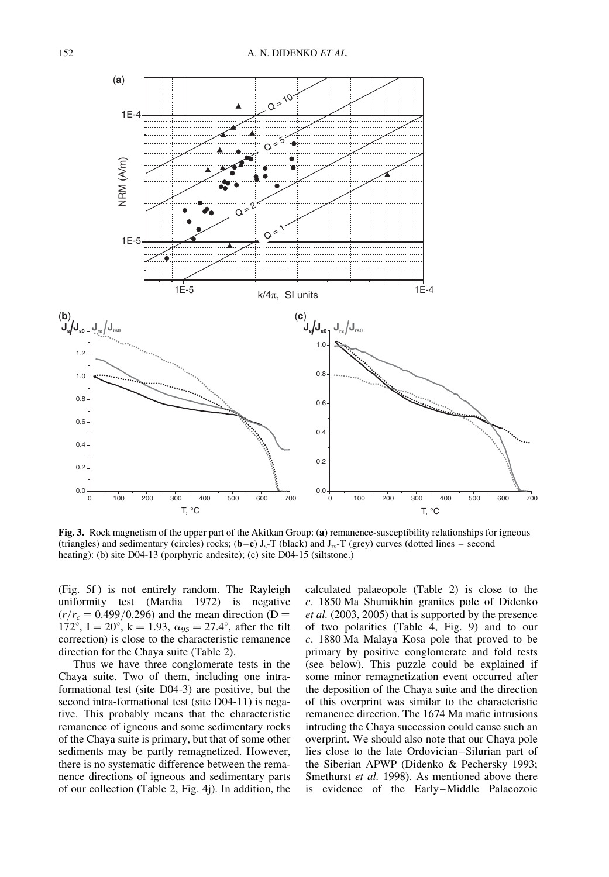**Fig. 3.** Rock magnetism of the upper part of the Akitkan Group: (**a**) remanence-susceptibility relationships for igneous (triangles) and sedimentary (circles) rocks; (**b–c**) $J_s$-T (black) and $J_{rs}$-T (grey) curves (dotted lines – second heating): (b) site D04-13 (porphyric andesite); (c) site D04-15 (siltstone.)

(Fig. 5f) is not entirely random. The Rayleigh uniformity test (Mardia 1972) is negative ($r/r_c = 0.499/0.296$) and the mean direction ($D = 172°$, $I = 20°$, $k = 1.93$, $\alpha_{95} = 27.4°$, after the tilt correction) is close to the characteristic remanence direction for the Chaya suite (Table 2).

Thus we have three conglomerate tests in the Chaya suite. Two of them, including one intraformational test (site D04-3) are positive, but the second intra-formational test (site D04-11) is negative. This probably means that the characteristic remanence of igneous and some sedimentary rocks of the Chaya suite is primary, but that of some other sediments may be partly remagnetized. However, there is no systematic difference between the remanence directions of igneous and sedimentary parts of our collection (Table 2, Fig. 4j). In addition, the calculated palaeopole (Table 2) is close to the *c*. 1850 Ma Shumikhin granites pole of Didenko *et al.* (2003, 2005) that is supported by the presence of two polarities (Table 4, Fig. 9) and to our *c*. 1880 Ma Malaya Kosa pole that proved to be primary by positive conglomerate and fold tests (see below). This puzzle could be explained if some minor remagnetization event occurred after the deposition of the Chaya suite and the direction of this overprint was similar to the characteristic remanence direction. The 1674 Ma mafic intrusions intruding the Chaya succession could cause such an overprint. We should also note that our Chaya pole lies close to the late Ordovician–Silurian part of the Siberian APWP (Didenko & Pechersky 1993; Smethurst *et al.* 1998). As mentioned above there is evidence of the Early–Middle Palaeozoic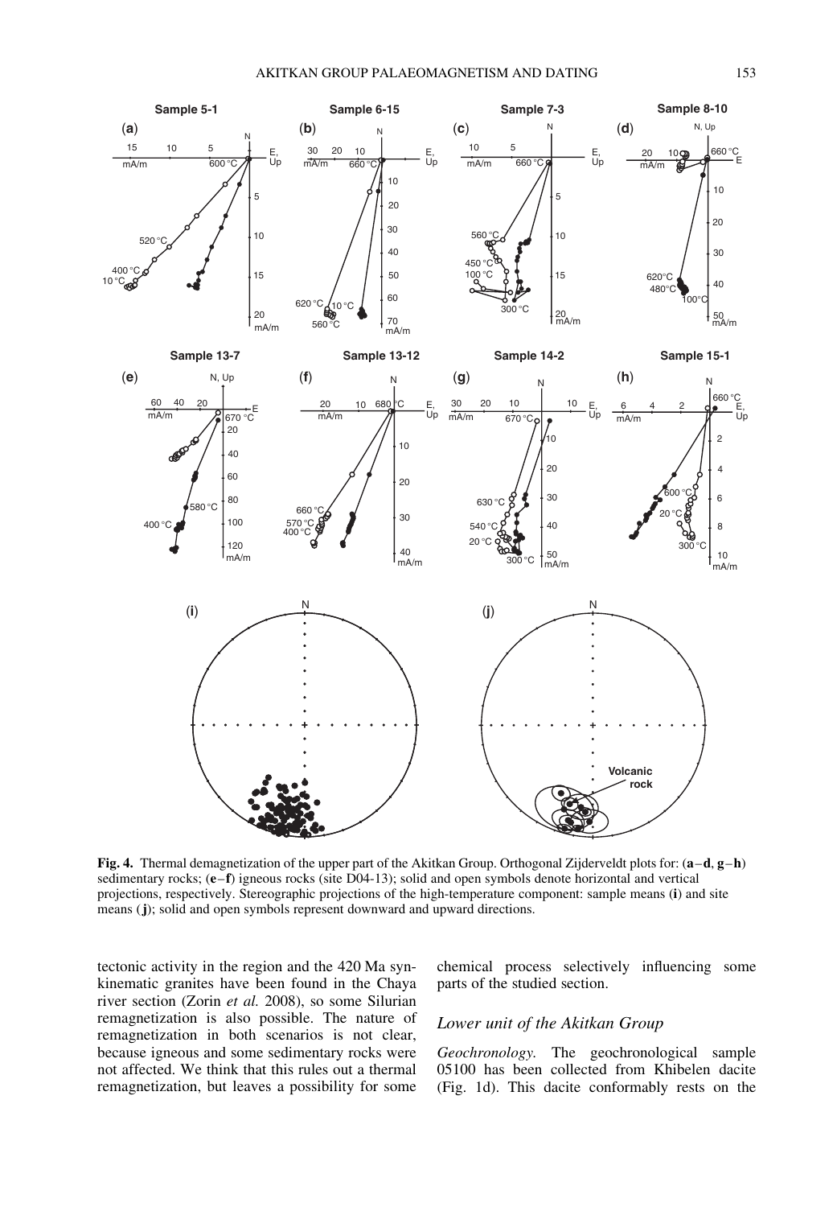**Fig. 4.** Thermal demagnetization of the upper part of the Akitkan Group. Orthogonal Zijderveldt plots for: (**a**–**d**, **g**–**h**) sedimentary rocks; (**e**–**f**) igneous rocks (site D04-13); solid and open symbols denote horizontal and vertical projections, respectively. Stereographic projections of the high-temperature component: sample means (**i**) and site means (**j**); solid and open symbols represent downward and upward directions.

tectonic activity in the region and the 420 Ma syn-kinematic granites have been found in the Chaya river section (Zorin *et al.* 2008), so some Silurian remagnetization is also possible. The nature of remagnetization in both scenarios is not clear, because igneous and some sedimentary rocks were not affected. We think that this rules out a thermal remagnetization, but leaves a possibility for some chemical process selectively influencing some parts of the studied section.

### Lower unit of the Akitkan Group

*Geochronology.* The geochronological sample 05100 has been collected from Khibelen dacite (Fig. 1d). This dacite conformably rests on the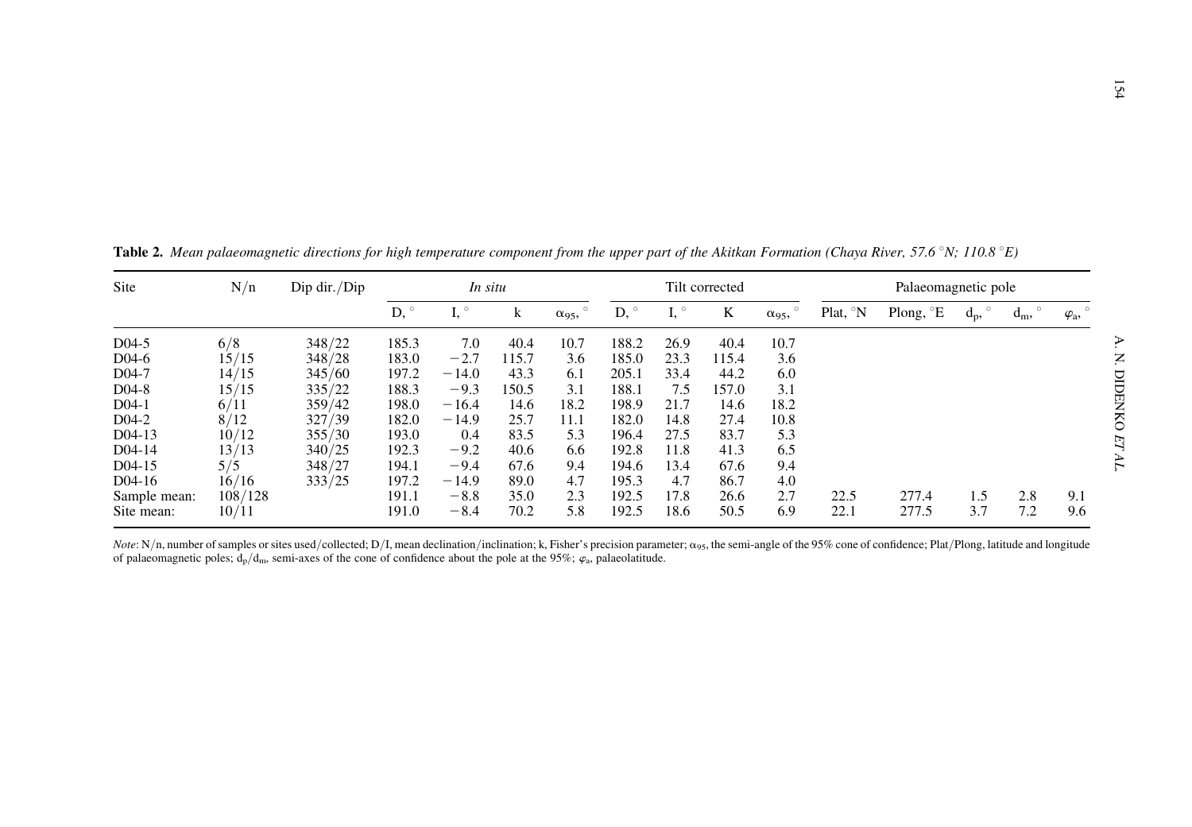**Table 2.** *Mean palaeomagnetic directions for high temperature component from the upper part of the Akitkan Formation (Chaya River, 57.6 °N; 110.8 °E)*

| Site | N/n | Dip dir./Dip | *In situ* | | | | Tilt corrected | | | | Palaeomagnetic pole | | | | |
|---|---|---|---|---|---|---|---|---|---|---|---|---|---|---|---|
| | | | D, ° | I, ° | k | $\alpha_{95}$, ° | D, ° | I, ° | K | $\alpha_{95}$, ° | Plat, °N | Plong, °E | $d_p$, ° | $d_m$, ° | $\varphi_a$, ° |
| D04-5 | 6/8 | 348/22 | 185.3 | 7.0 | 40.4 | 10.7 | 188.2 | 26.9 | 40.4 | 10.7 | | | | | |
| D04-6 | 15/15 | 348/28 | 183.0 | −2.7 | 115.7 | 3.6 | 185.0 | 23.3 | 115.4 | 3.6 | | | | | |
| D04-7 | 14/15 | 345/60 | 197.2 | −14.0 | 43.3 | 6.1 | 205.1 | 33.4 | 44.2 | 6.0 | | | | | |
| D04-8 | 15/15 | 335/22 | 188.3 | −9.3 | 150.5 | 3.1 | 188.1 | 7.5 | 157.0 | 3.1 | | | | | |
| D04-1 | 6/11 | 359/42 | 198.0 | −16.4 | 14.6 | 18.2 | 198.9 | 21.7 | 14.6 | 18.2 | | | | | |
| D04-2 | 8/12 | 327/39 | 182.0 | −14.9 | 25.7 | 11.1 | 182.0 | 14.8 | 27.4 | 10.8 | | | | | |
| D04-13 | 10/12 | 355/30 | 193.0 | 0.4 | 83.5 | 5.3 | 196.4 | 27.5 | 83.7 | 5.3 | | | | | |
| D04-14 | 13/13 | 340/25 | 192.3 | −9.2 | 40.6 | 6.6 | 192.8 | 11.8 | 41.3 | 6.5 | | | | | |
| D04-15 | 5/5 | 348/27 | 194.1 | −9.4 | 67.6 | 9.4 | 194.6 | 13.4 | 67.6 | 9.4 | | | | | |
| D04-16 | 16/16 | 333/25 | 197.2 | −14.9 | 89.0 | 4.7 | 195.3 | 4.7 | 86.7 | 4.0 | | | | | |
| Sample mean: | 108/128 | | 191.1 | −8.8 | 35.0 | 2.3 | 192.5 | 17.8 | 26.6 | 2.7 | 22.5 | 277.4 | 1.5 | 2.8 | 9.1 |
| Site mean: | 10/11 | | 191.0 | −8.4 | 70.2 | 5.8 | 192.5 | 18.6 | 50.5 | 6.9 | 22.1 | 277.5 | 3.7 | 7.2 | 9.6 |

*Note*: N/n, number of samples or sites used/collected; D/I, mean declination/inclination; k, Fisher's precision parameter; $\alpha_{95}$, the semi-angle of the 95% cone of confidence; Plat/Plong, latitude and longitude of palaeomagnetic poles; $d_p/d_m$, semi-axes of the cone of confidence about the pole at the 95%; $\varphi_a$, palaeolatitude.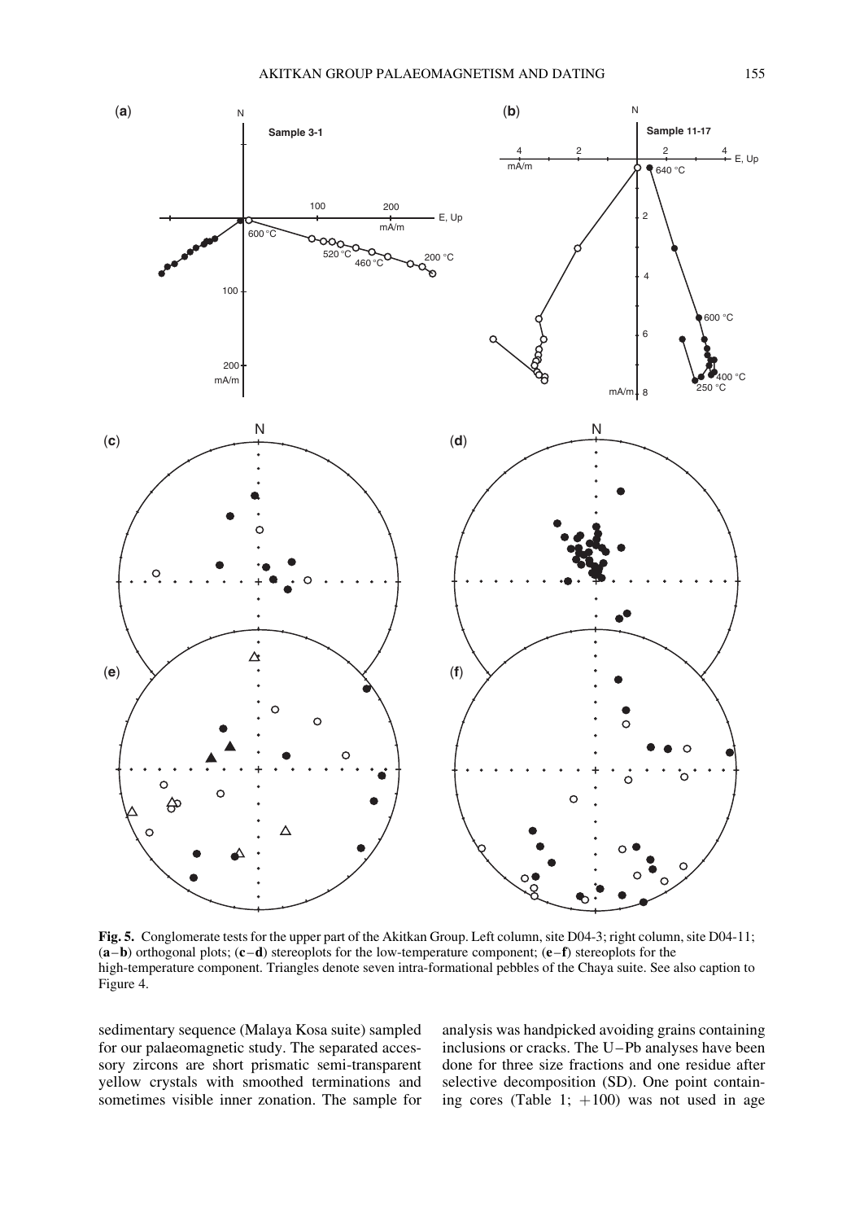**Fig. 5.** Conglomerate tests for the upper part of the Akitkan Group. Left column, site D04-3; right column, site D04-11; (**a**–**b**) orthogonal plots; (**c**–**d**) stereoplots for the low-temperature component; (**e**–**f**) stereoplots for the high-temperature component. Triangles denote seven intra-formational pebbles of the Chaya suite. See also caption to Figure 4.

sedimentary sequence (Malaya Kosa suite) sampled for our palaeomagnetic study. The separated accessory zircons are short prismatic semi-transparent yellow crystals with smoothed terminations and sometimes visible inner zonation. The sample for analysis was handpicked avoiding grains containing inclusions or cracks. The U–Pb analyses have been done for three size fractions and one residue after selective decomposition (SD). One point containing cores (Table 1; +100) was not used in age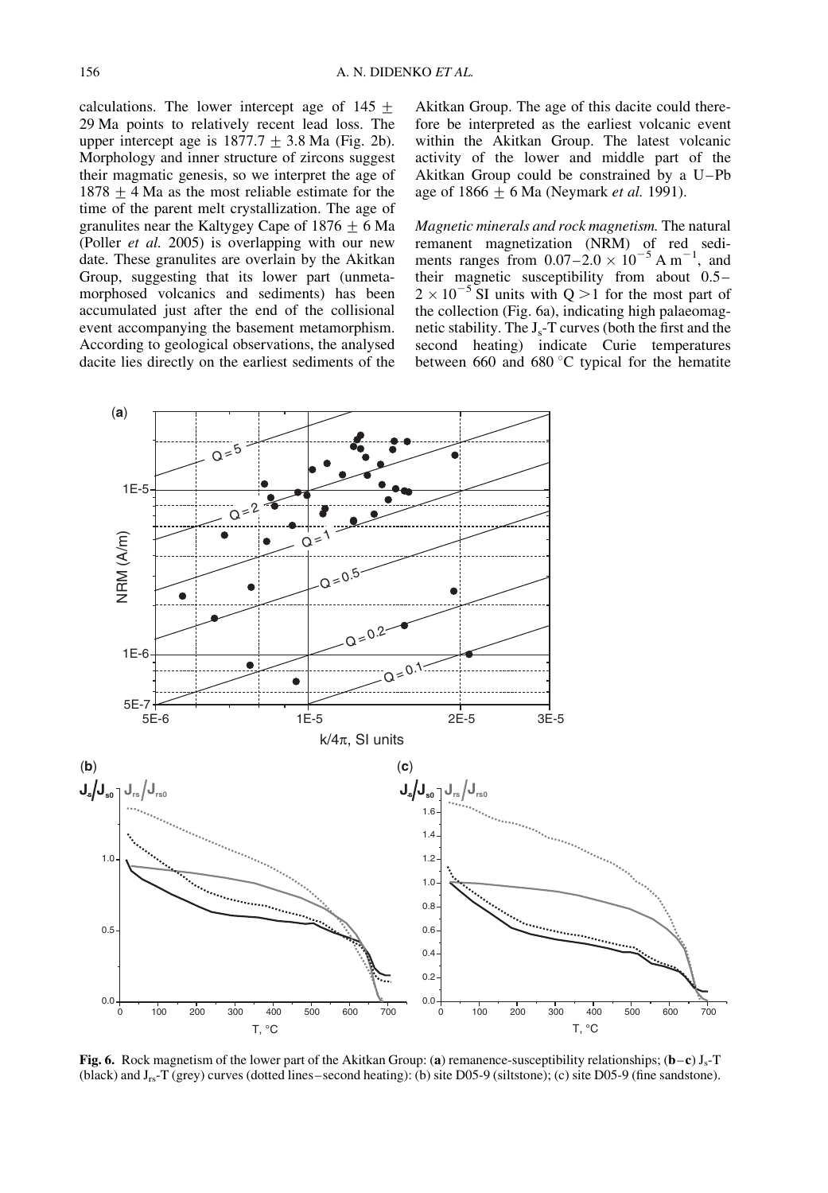calculations. The lower intercept age of $145 \pm 29$ Ma points to relatively recent lead loss. The upper intercept age is $1877.7 \pm 3.8$ Ma (Fig. 2b). Morphology and inner structure of zircons suggest their magmatic genesis, so we interpret the age of $1878 \pm 4$ Ma as the most reliable estimate for the time of the parent melt crystallization. The age of granulites near the Kaltygey Cape of $1876 \pm 6$ Ma (Poller *et al.* 2005) is overlapping with our new date. These granulites are overlain by the Akitkan Group, suggesting that its lower part (unmetamorphosed volcanics and sediments) has been accumulated just after the end of the collisional event accompanying the basement metamorphism. According to geological observations, the analysed dacite lies directly on the earliest sediments of the Akitkan Group. The age of this dacite could therefore be interpreted as the earliest volcanic event within the Akitkan Group. The latest volcanic activity of the lower and middle part of the Akitkan Group could be constrained by a U–Pb age of $1866 \pm 6$ Ma (Neymark *et al.* 1991).

*Magnetic minerals and rock magnetism.* The natural remanent magnetization (NRM) of red sediments ranges from $0.07–2.0 \times 10^{-5}$ A m$^{-1}$, and their magnetic susceptibility from about $0.5–2 \times 10^{-5}$ SI units with $Q > 1$ for the most part of the collection (Fig. 6a), indicating high palaeomagnetic stability. The $J_s$-T curves (both the first and the second heating) indicate Curie temperatures between 660 and 680 °C typical for the hematite

**Fig. 6.** Rock magnetism of the lower part of the Akitkan Group: (**a**) remanence-susceptibility relationships; (**b**–**c**) $J_s$-T (black) and $J_{rs}$-T (grey) curves (dotted lines–second heating): (b) site D05-9 (siltstone); (c) site D05-9 (fine sandstone).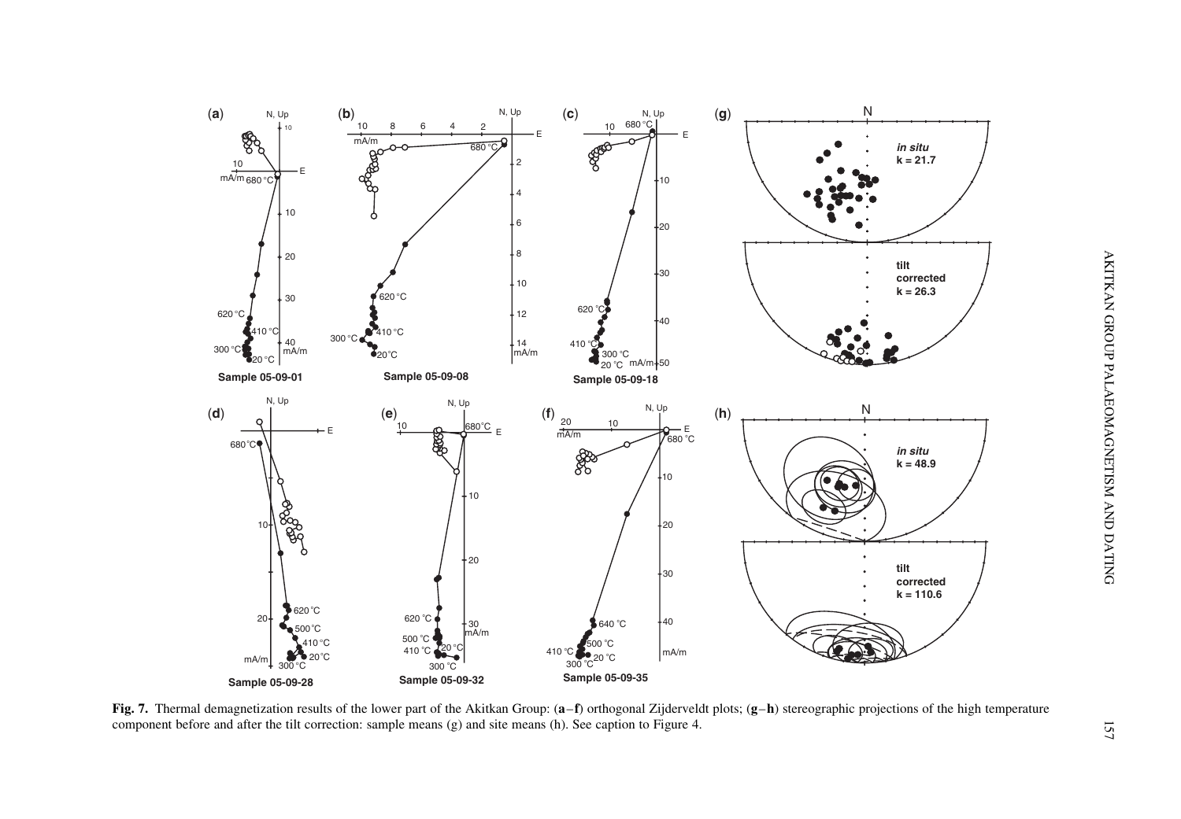**Fig. 7.** Thermal demagnetization results of the lower part of the Akitkan Group: (**a**–**f**) orthogonal Zijderveldt plots; (**g**–**h**) stereographic projections of the high temperature component before and after the tilt correction: sample means (g) and site means (h). See caption to Figure 4.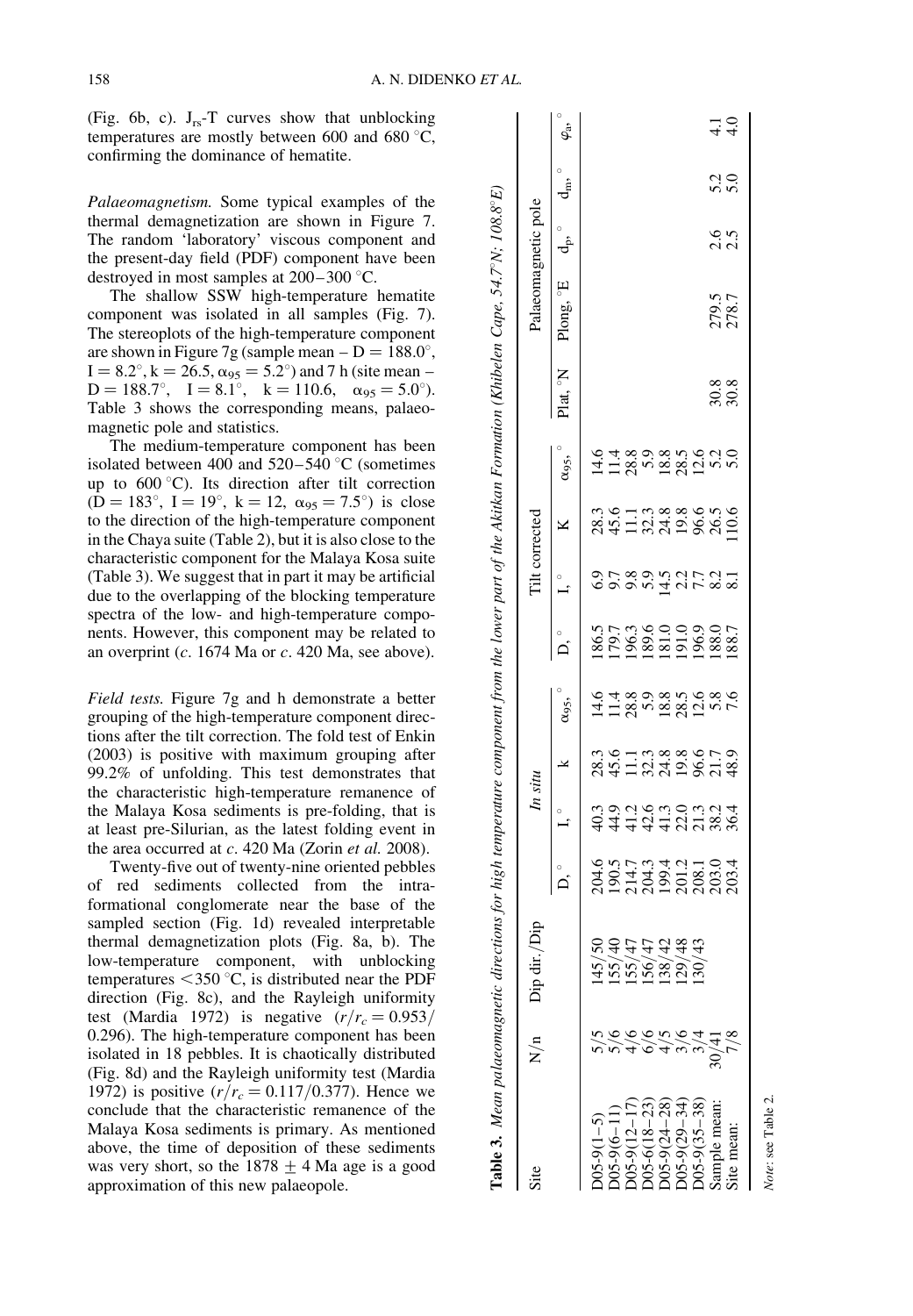(Fig. 6b, c). $J_{rs}$-T curves show that unblocking temperatures are mostly between 600 and 680 °C, confirming the dominance of hematite.

*Palaeomagnetism.* Some typical examples of the thermal demagnetization are shown in Figure 7. The random 'laboratory' viscous component and the present-day field (PDF) component have been destroyed in most samples at 200–300 °C.

The shallow SSW high-temperature hematite component was isolated in all samples (Fig. 7). The stereoplots of the high-temperature component are shown in Figure 7g (sample mean – D = 188.0°, I = 8.2°, k = 26.5, $\alpha_{95}$ = 5.2°) and 7 h (site mean – D = 188.7°, I = 8.1°, k = 110.6, $\alpha_{95}$ = 5.0°). Table 3 shows the corresponding means, palaeomagnetic pole and statistics.

The medium-temperature component has been isolated between 400 and 520–540 °C (sometimes up to 600 °C). Its direction after tilt correction (D = 183°, I = 19°, k = 12, $\alpha_{95}$ = 7.5°) is close to the direction of the high-temperature component in the Chaya suite (Table 2), but it is also close to the characteristic component for the Malaya Kosa suite (Table 3). We suggest that in part it may be artificial due to the overlapping of the blocking temperature spectra of the low- and high-temperature components. However, this component may be related to an overprint (*c*. 1674 Ma or *c*. 420 Ma, see above).

*Field tests.* Figure 7g and h demonstrate a better grouping of the high-temperature component directions after the tilt correction. The fold test of Enkin (2003) is positive with maximum grouping after 99.2% of unfolding. This test demonstrates that the characteristic high-temperature remanence of the Malaya Kosa sediments is pre-folding, that is at least pre-Silurian, as the latest folding event in the area occurred at *c*. 420 Ma (Zorin *et al.* 2008).

Twenty-five out of twenty-nine oriented pebbles of red sediments collected from the intraformational conglomerate near the base of the sampled section (Fig. 1d) revealed interpretable thermal demagnetization plots (Fig. 8a, b). The low-temperature component, with unblocking temperatures <350 °C, is distributed near the PDF direction (Fig. 8c), and the Rayleigh uniformity test (Mardia 1972) is negative ($r/r_c$ = 0.953/0.296). The high-temperature component has been isolated in 18 pebbles. It is chaotically distributed (Fig. 8d) and the Rayleigh uniformity test (Mardia 1972) is positive ($r/r_c$ = 0.117/0.377). Hence we conclude that the characteristic remanence of the Malaya Kosa sediments is primary. As mentioned above, the time of deposition of these sediments was very short, so the 1878 ± 4 Ma age is a good approximation of this new palaeopole.

**Table 3.** *Mean palaeomagnetic directions for high temperature component from the lower part of the Akitkan Formation (Khibelen Cape, 54.7°N; 108.8°E)*

| Site | N/n | Dip dir./Dip | *In situ* | | | | Tilt corrected | | | | Palaeomagnetic pole | | | | |
|---|---|---|---|---|---|---|---|---|---|---|---|---|---|---|---|
| | | | D, ° | I, ° | k | $\alpha_{95}$, ° | D, ° | I, ° | K | $\alpha_{95}$, ° | Plat, °N | Plong, °E | $d_p$, ° | $d_m$, ° | $\varphi_a$, ° |
| D05-9(1–5) | 5/5 | 145/50 | 204.6 | 40.3 | 28.3 | 14.6 | 186.5 | 6.9 | 28.3 | 14.6 | | | | | |
| D05-9(6–11) | 5/6 | 155/40 | 190.5 | 44.9 | 45.6 | 11.4 | 179.7 | 9.7 | 45.6 | 11.4 | | | | | |
| D05-9(12–17) | 4/6 | 155/47 | 214.7 | 41.2 | 11.1 | 28.8 | 196.3 | 9.8 | 11.1 | 28.8 | | | | | |
| D05-6(18–23) | 6/6 | 156/47 | 204.3 | 42.6 | 32.3 | 5.9 | 189.6 | 5.9 | 32.3 | 5.9 | | | | | |
| D05-9(24–28) | 4/5 | 138/42 | 199.4 | 41.3 | 24.8 | 18.8 | 181.0 | 14.5 | 24.8 | 18.8 | | | | | |
| D05-9(29–34) | 3/6 | 129/48 | 201.2 | 22.0 | 19.8 | 28.5 | 191.0 | 2.2 | 19.8 | 28.5 | | | | | |
| D05-9(35–38) | 3/4 | 130/43 | 208.1 | 21.3 | 96.6 | 12.6 | 196.9 | 7.7 | 96.6 | 12.6 | | | | | |
| Sample mean: | 30/41 | | 203.0 | 38.2 | 21.7 | 5.8 | 188.0 | 8.2 | 26.5 | 5.2 | 30.8 | 279.5 | 2.6 | 5.2 | 4.1 |
| Site mean: | 7/8 | | 203.4 | 36.4 | 48.9 | 7.6 | 188.7 | 8.1 | 110.6 | 5.0 | 30.8 | 278.7 | 2.5 | 5.0 | 4.0 |

*Note*: see Table 2.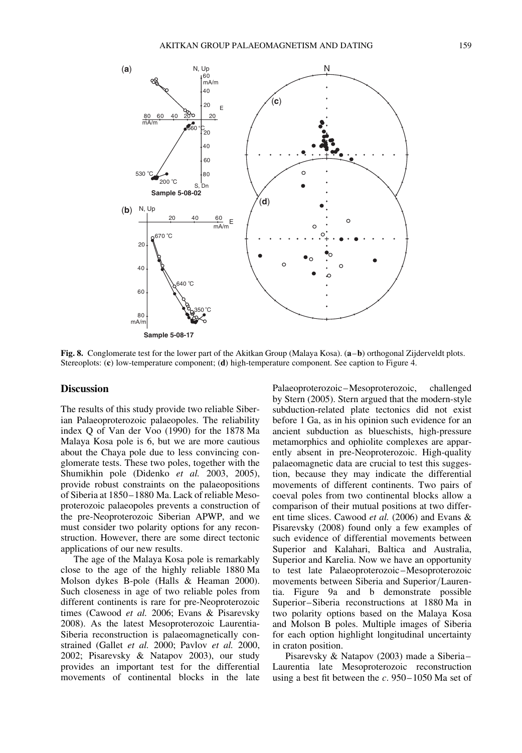**Fig. 8.** Conglomerate test for the lower part of the Akitkan Group (Malaya Kosa). (**a**–**b**) orthogonal Zijderveldt plots. Stereoplots: (**c**) low-temperature component; (**d**) high-temperature component. See caption to Figure 4.

## Discussion

The results of this study provide two reliable Siberian Palaeoproterozoic palaeopoles. The reliability index Q of Van der Voo (1990) for the 1878 Ma Malaya Kosa pole is 6, but we are more cautious about the Chaya pole due to less convincing conglomerate tests. These two poles, together with the Shumikhin pole (Didenko *et al.* 2003, 2005), provide robust constraints on the palaeopositions of Siberia at 1850–1880 Ma. Lack of reliable Mesoproterozoic palaeopoles prevents a construction of the pre-Neoproterozoic Siberian APWP, and we must consider two polarity options for any reconstruction. However, there are some direct tectonic applications of our new results.

The age of the Malaya Kosa pole is remarkably close to the age of the highly reliable 1880 Ma Molson dykes B-pole (Halls & Heaman 2000). Such closeness in age of two reliable poles from different continents is rare for pre-Neoproterozoic times (Cawood *et al.* 2006; Evans & Pisarevsky 2008). As the latest Mesoproterozoic Laurentia-Siberia reconstruction is palaeomagnetically constrained (Gallet *et al.* 2000; Pavlov *et al.* 2000, 2002; Pisarevsky & Natapov 2003), our study provides an important test for the differential movements of continental blocks in the late Palaeoproterozoic–Mesoproterozoic, challenged by Stern (2005). Stern argued that the modern-style subduction-related plate tectonics did not exist before 1 Ga, as in his opinion such evidence for an ancient subduction as blueschists, high-pressure metamorphics and ophiolite complexes are apparently absent in pre-Neoproterozoic. High-quality palaeomagnetic data are crucial to test this suggestion, because they may indicate the differential movements of different continents. Two pairs of coeval poles from two continental blocks allow a comparison of their mutual positions at two different time slices. Cawood *et al.* (2006) and Evans & Pisarevsky (2008) found only a few examples of such evidence of differential movements between Superior and Kalahari, Baltica and Australia, Superior and Karelia. Now we have an opportunity to test late Palaeoproterozoic–Mesoproterozoic movements between Siberia and Superior/Laurentia. Figure 9a and b demonstrate possible Superior–Siberia reconstructions at 1880 Ma in two polarity options based on the Malaya Kosa and Molson B poles. Multiple images of Siberia for each option highlight longitudinal uncertainty in craton position.

Pisarevsky & Natapov (2003) made a Siberia–Laurentia late Mesoproterozoic reconstruction using a best fit between the *c*. 950–1050 Ma set of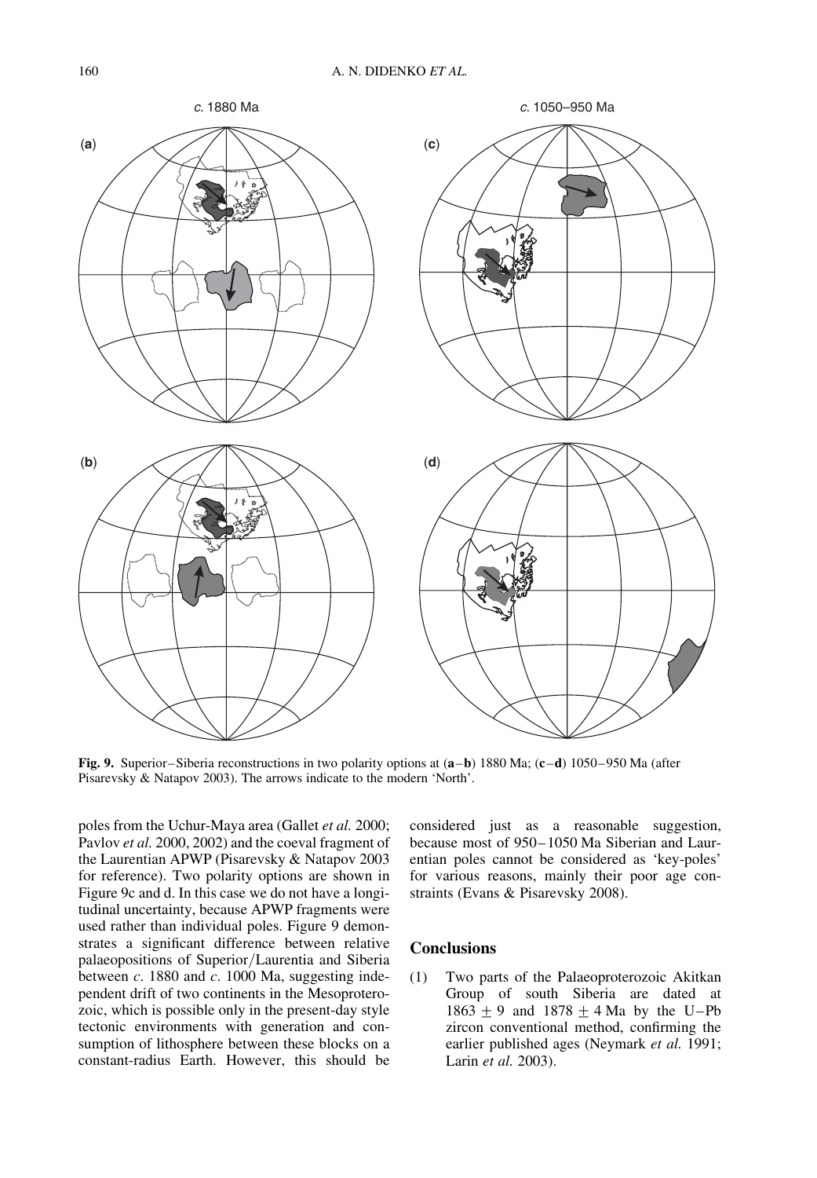**Fig. 9.** Superior–Siberia reconstructions in two polarity options at (**a**–**b**) 1880 Ma; (**c**–**d**) 1050–950 Ma (after Pisarevsky & Natapov 2003). The arrows indicate to the modern 'North'.

poles from the Uchur-Maya area (Gallet *et al.* 2000; Pavlov *et al.* 2000, 2002) and the coeval fragment of the Laurentian APWP (Pisarevsky & Natapov 2003 for reference). Two polarity options are shown in Figure 9c and d. In this case we do not have a longitudinal uncertainty, because APWP fragments were used rather than individual poles. Figure 9 demonstrates a significant difference between relative palaeopositions of Superior/Laurentia and Siberia between *c*. 1880 and *c*. 1000 Ma, suggesting independent drift of two continents in the Mesoproterozoic, which is possible only in the present-day style tectonic environments with generation and consumption of lithosphere between these blocks on a constant-radius Earth. However, this should be considered just as a reasonable suggestion, because most of 950–1050 Ma Siberian and Laurentian poles cannot be considered as 'key-poles' for various reasons, mainly their poor age constraints (Evans & Pisarevsky 2008).

## Conclusions

(1) Two parts of the Palaeoproterozoic Akitkan Group of south Siberia are dated at $1863 \pm 9$ and $1878 \pm 4$ Ma by the U–Pb zircon conventional method, confirming the earlier published ages (Neymark *et al.* 1991; Larin *et al.* 2003).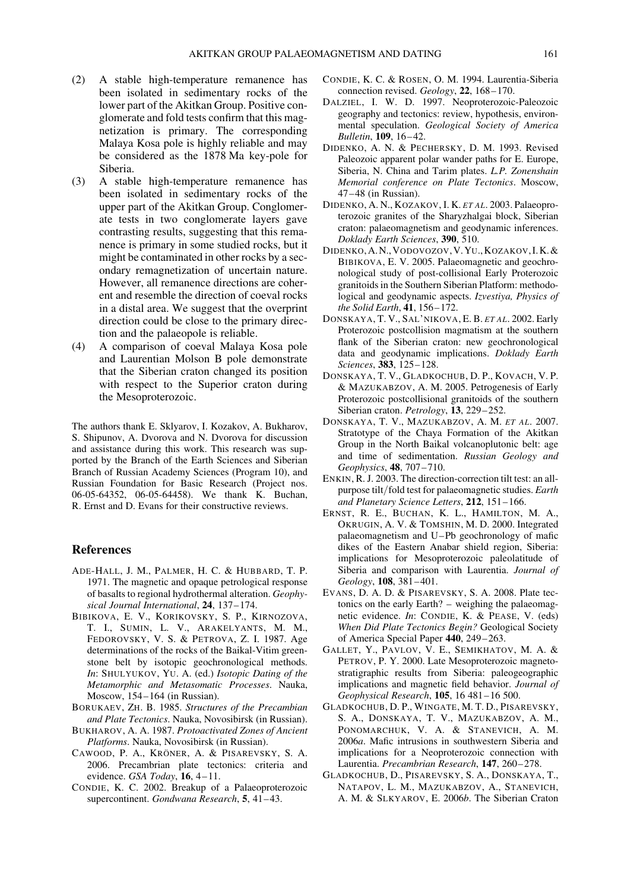(2) A stable high-temperature remanence has been isolated in sedimentary rocks of the lower part of the Akitkan Group. Positive conglomerate and fold tests confirm that this magnetization is primary. The corresponding Malaya Kosa pole is highly reliable and may be considered as the 1878 Ma key-pole for Siberia.

(3) A stable high-temperature remanence has been isolated in sedimentary rocks of the upper part of the Akitkan Group. Conglomerate tests in two conglomerate layers gave contrasting results, suggesting that this remanence is primary in some studied rocks, but it might be contaminated in other rocks by a secondary remagnetization of uncertain nature. However, all remanence directions are coherent and resemble the direction of coeval rocks in a distal area. We suggest that the overprint direction could be close to the primary direction and the palaeopole is reliable.

(4) A comparison of coeval Malaya Kosa pole and Laurentian Molson B pole demonstrate that the Siberian craton changed its position with respect to the Superior craton during the Mesoproterozoic.

The authors thank E. Sklyarov, I. Kozakov, A. Bukharov, S. Shipunov, A. Dvorova and N. Dvorova for discussion and assistance during this work. This research was supported by the Branch of the Earth Sciences and Siberian Branch of Russian Academy Sciences (Program 10), and Russian Foundation for Basic Research (Project nos. 06-05-64352, 06-05-64458). We thank K. Buchan, R. Ernst and D. Evans for their constructive reviews.

## References

Ade-Hall, J. M., Palmer, H. C. & Hubbard, T. P. 1971. The magnetic and opaque petrological response of basalts to regional hydrothermal alteration. *Geophysical Journal International*, **24**, 137–174.

Bibikova, E. V., Korikovsky, S. P., Kirnozova, T. I., Sumin, L. V., Arakelyants, M. M., Fedorovsky, V. S. & Petrova, Z. I. 1987. Age determinations of the rocks of the Baikal-Vitim greenstone belt by isotopic geochronological methods. *In*: Shulyukov, Yu. A. (ed.) *Isotopic Dating of the Metamorphic and Metasomatic Processes*. Nauka, Moscow, 154–164 (in Russian).

Borukaev, Zh. B. 1985. *Structures of the Precambrian and Plate Tectonics*. Nauka, Novosibirsk (in Russian).

Bukharov, A. A. 1987. *Protoactivated Zones of Ancient Platforms*. Nauka, Novosibirsk (in Russian).

Cawood, P. A., Kröner, A. & Pisarevsky, S. A. 2006. Precambrian plate tectonics: criteria and evidence. *GSA Today*, **16**, 4–11.

Condie, K. C. 2002. Breakup of a Palaeoproterozoic supercontinent. *Gondwana Research*, **5**, 41–43.

Condie, K. C. & Rosen, O. M. 1994. Laurentia-Siberia connection revised. *Geology*, **22**, 168–170.

Dalziel, I. W. D. 1997. Neoproterozoic-Paleozoic geography and tectonics: review, hypothesis, environmental speculation. *Geological Society of America Bulletin*, **109**, 16–42.

Didenko, A. N. & Pechersky, D. M. 1993. Revised Paleozoic apparent polar wander paths for E. Europe, Siberia, N. China and Tarim plates. *L.P. Zonenshain Memorial conference on Plate Tectonics*. Moscow, 47–48 (in Russian).

Didenko, A. N., Kozakov, I. K. *et al.* 2003. Palaeoproterozoic granites of the Sharyzhalgai block, Siberian craton: palaeomagnetism and geodynamic inferences. *Doklady Earth Sciences*, **390**, 510.

Didenko, A. N., Vodovozov, V. Yu., Kozakov, I. K. & Bibikova, E. V. 2005. Palaeomagnetic and geochronological study of post-collisional Early Proterozoic granitoids in the Southern Siberian Platform: methodological and geodynamic aspects. *Izvestiya, Physics of the Solid Earth*, **41**, 156–172.

Donskaya, T. V., Sal'nikova, E. B. *et al.* 2002. Early Proterozoic postcollision magmatism at the southern flank of the Siberian craton: new geochronological data and geodynamic implications. *Doklady Earth Sciences*, **383**, 125–128.

Donskaya, T. V., Gladkochub, D. P., Kovach, V. P. & Mazukabzov, A. M. 2005. Petrogenesis of Early Proterozoic postcollisional granitoids of the southern Siberian craton. *Petrology*, **13**, 229–252.

Donskaya, T. V., Mazukabzov, A. M. *et al.* 2007. Stratotype of the Chaya Formation of the Akitkan Group in the North Baikal volcanoplutonic belt: age and time of sedimentation. *Russian Geology and Geophysics*, **48**, 707–710.

Enkin, R. J. 2003. The direction-correction tilt test: an all-purpose tilt/fold test for palaeomagnetic studies. *Earth and Planetary Science Letters*, **212**, 151–166.

Ernst, R. E., Buchan, K. L., Hamilton, M. A., Okrugin, A. V. & Tomshin, M. D. 2000. Integrated palaeomagnetism and U–Pb geochronology of mafic dikes of the Eastern Anabar shield region, Siberia: implications for Mesoproterozoic paleolatitude of Siberia and comparison with Laurentia. *Journal of Geology*, **108**, 381–401.

Evans, D. A. D. & Pisarevsky, S. A. 2008. Plate tectonics on the early Earth? – weighing the palaeomagnetic evidence. *In*: Condie, K. & Pease, V. (eds) *When Did Plate Tectonics Begin?* Geological Society of America Special Paper **440**, 249–263.

Gallet, Y., Pavlov, V. E., Semikhatov, M. A. & Petrov, P. Y. 2000. Late Mesoproterozoic magnetostratigraphic results from Siberia: paleogeographic implications and magnetic field behavior. *Journal of Geophysical Research*, **105**, 16 481–16 500.

Gladkochub, D. P., Wingate, M. T. D., Pisarevsky, S. A., Donskaya, T. V., Mazukabzov, A. M., Ponomarchuk, V. A. & Stanevich, A. M. 2006*a*. Mafic intrusions in southwestern Siberia and implications for a Neoproterozoic connection with Laurentia. *Precambrian Research*, **147**, 260–278.

Gladkochub, D., Pisarevsky, S. A., Donskaya, T., Natapov, L. M., Mazukabzov, A., Stanevich, A. M. & Slkyarov, E. 2006*b*. The Siberian Craton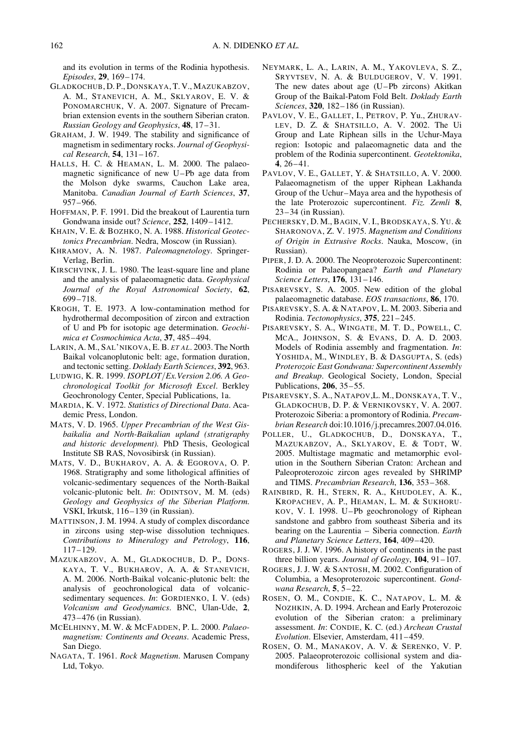and its evolution in terms of the Rodinia hypothesis. *Episodes*, **29**, 169–174.

GLADKOCHUB, D. P., DONSKAYA, T. V., MAZUKABZOV, A. M., STANEVICH, A. M., SKLYAROV, E. V. & PONOMARCHUK, V. A. 2007. Signature of Precambrian extension events in the southern Siberian craton. *Russian Geology and Geophysics*, **48**, 17–31.

GRAHAM, J. W. 1949. The stability and significance of magnetism in sedimentary rocks. *Journal of Geophysical Research*, **54**, 131–167.

HALLS, H. C. & HEAMAN, L. M. 2000. The palaeomagnetic significance of new U–Pb age data from the Molson dyke swarms, Cauchon Lake area, Manitoba. *Canadian Journal of Earth Sciences*, **37**, 957–966.

HOFFMAN, P. F. 1991. Did the breakout of Laurentia turn Gondwana inside out? *Science*, **252**, 1409–1412.

KHAIN, V. E. & BOZHKO, N. A. 1988. *Historical Geotectonics Precambrian*. Nedra, Moscow (in Russian).

KHRAMOV, A. N. 1987. *Paleomagnetology*. Springer-Verlag, Berlin.

KIRSCHVINK, J. L. 1980. The least-square line and plane and the analysis of palaeomagnetic data. *Geophysical Journal of the Royal Astronomical Society*, **62**, 699–718.

KROGH, T. E. 1973. A low-contamination method for hydrothermal decomposition of zircon and extraction of U and Pb for isotopic age determination. *Geochimica et Cosmochimica Acta*, **37**, 485–494.

LARIN, A. M., SAL'NIKOVA, E. B. *ET AL*. 2003. The North Baikal volcanoplutonic belt: age, formation duration, and tectonic setting. *Doklady Earth Sciences*, **392**, 963.

LUDWIG, K. R. 1999. *ISOPLOT/Ex.Version 2.06. A Geochronological Toolkit for Microsoft Excel*. Berkley Geochronology Center, Special Publications, 1a.

MARDIA, K. V. 1972. *Statistics of Directional Data*. Academic Press, London.

MATS, V. D. 1965. *Upper Precambrian of the West Gisbaikalia and North-Baikalian upland (stratigraphy and historic development).* PhD Thesis, Geological Institute SB RAS, Novosibirsk (in Russian).

MATS, V. D., BUKHAROV, A. A. & EGOROVA, O. P. 1968. Stratigraphy and some lithological affinities of volcanic-sedimentary sequences of the North-Baikal volcanic-plutonic belt. *In*: ODINTSOV, M. M. (eds) *Geology and Geophysics of the Siberian Platform*. VSKI, Irkutsk, 116–139 (in Russian).

MATTINSON, J. M. 1994. A study of complex discordance in zircons using step-wise dissolution techniques. *Contributions to Mineralogy and Petrology*, **116**, 117–129.

MAZUKABZOV, A. M., GLADKOCHUB, D. P., DONSKAYA, T. V., BUKHAROV, A. A. & STANEVICH, A. M. 2006. North-Baikal volcanic-plutonic belt: the analysis of geochronological data of volcanic-sedimentary sequences. *In*: GORDIENKO, I. V. (eds) *Volcanism and Geodynamics*. BNC, Ulan-Ude, **2**, 473–476 (in Russian).

MCELHINNY, M. W. & MCFADDEN, P. L. 2000. *Palaeomagnetism: Continents and Oceans*. Academic Press, San Diego.

NAGATA, T. 1961. *Rock Magnetism*. Marusen Company Ltd, Tokyo.

NEYMARK, L. A., LARIN, A. M., YAKOVLEVA, S. Z., SRYVTSEV, N. A. & BULDUGEROV, V. V. 1991. The new dates about age (U–Pb zircons) Akitkan Group of the Baikal-Patom Fold Belt. *Doklady Earth Sciences*, **320**, 182–186 (in Russian).

PAVLOV, V. E., GALLET, I., PETROV, P. YU., ZHURAVLEV, D. Z. & SHATSILLO, A. V. 2002. The Ui Group and Late Riphean sills in the Uchur-Maya region: Isotopic and palaeomagnetic data and the problem of the Rodinia supercontinent. *Geotektonika*, **4**, 26–41.

PAVLOV, V. E., GALLET, Y. & SHATSILLO, A. V. 2000. Palaeomagnetism of the upper Riphean Lakhanda Group of the Uchur–Maya area and the hypothesis of the late Proterozoic supercontinent. *Fiz. Zemli* **8**, 23–34 (in Russian).

PECHERSKY, D. M., BAGIN, V. I., BRODSKAYA, S. YU. & SHARONOVA, Z. V. 1975. *Magnetism and Conditions of Origin in Extrusive Rocks*. Nauka, Moscow, (in Russian).

PIPER, J. D. A. 2000. The Neoproterozoic Supercontinent: Rodinia or Palaeopangaea? *Earth and Planetary Science Letters*, **176**, 131–146.

PISAREVSKY, S. A. 2005. New edition of the global palaeomagnetic database. *EOS transactions*, **86**, 170.

PISAREVSKY, S. A. & NATAPOV, L. M. 2003. Siberia and Rodinia. *Tectonophysics*, **375**, 221–245.

PISAREVSKY, S. A., WINGATE, M. T. D., POWELL, C. MCA., JOHNSON, S. & EVANS, D. A. D. 2003. Models of Rodinia assembly and fragmentation. *In*: YOSHIDA, M., WINDLEY, B. & DASGUPTA, S. (eds) *Proterozoic East Gondwana: Supercontinent Assembly and Breakup*. Geological Society, London, Special Publications, **206**, 35–55.

PISAREVSKY, S. A., NATAPOV,L. M., DONSKAYA, T. V., GLADKOCHUB, D. P. & VERNIKOVSKY, V. A. 2007. Proterozoic Siberia: a promontory of Rodinia. *Precambrian Research* doi:10.1016/j.precamres.2007.04.016.

POLLER, U., GLADKOCHUB, D., DONSKAYA, T., MAZUKABZOV, A., SKLYAROV, E. & TODT, W. 2005. Multistage magmatic and metamorphic evolution in the Southern Siberian Craton: Archean and Paleoproterozoic zircon ages revealed by SHRIMP and TIMS. *Precambrian Research*, **136**, 353–368.

RAINBIRD, R. H., STERN, R. A., KHUDOLEY, A. K., KROPACHEV, A. P., HEAMAN, L. M. & SUKHORUKOV, V. I. 1998. U–Pb geochronology of Riphean sandstone and gabbro from southeast Siberia and its bearing on the Laurentia – Siberia connection. *Earth and Planetary Science Letters*, **164**, 409–420.

ROGERS, J. J. W. 1996. A history of continents in the past three billion years. *Journal of Geology*, **104**, 91–107.

ROGERS, J. J. W. & SANTOSH, M. 2002. Configuration of Columbia, a Mesoproterozoic supercontinent. *Gondwana Research*, **5**, 5–22.

ROSEN, O. M., CONDIE, K. C., NATAPOV, L. M. & NOZHKIN, A. D. 1994. Archean and Early Proterozoic evolution of the Siberian craton: a preliminary assessment. *In*: CONDIE, K. C. (ed.) *Archean Crustal Evolution*. Elsevier, Amsterdam, 411–459.

ROSEN, O. M., MANAKOV, A. V. & SERENKO, V. P. 2005. Palaeoproterozoic collisional system and diamondiferous lithospheric keel of the Yakutian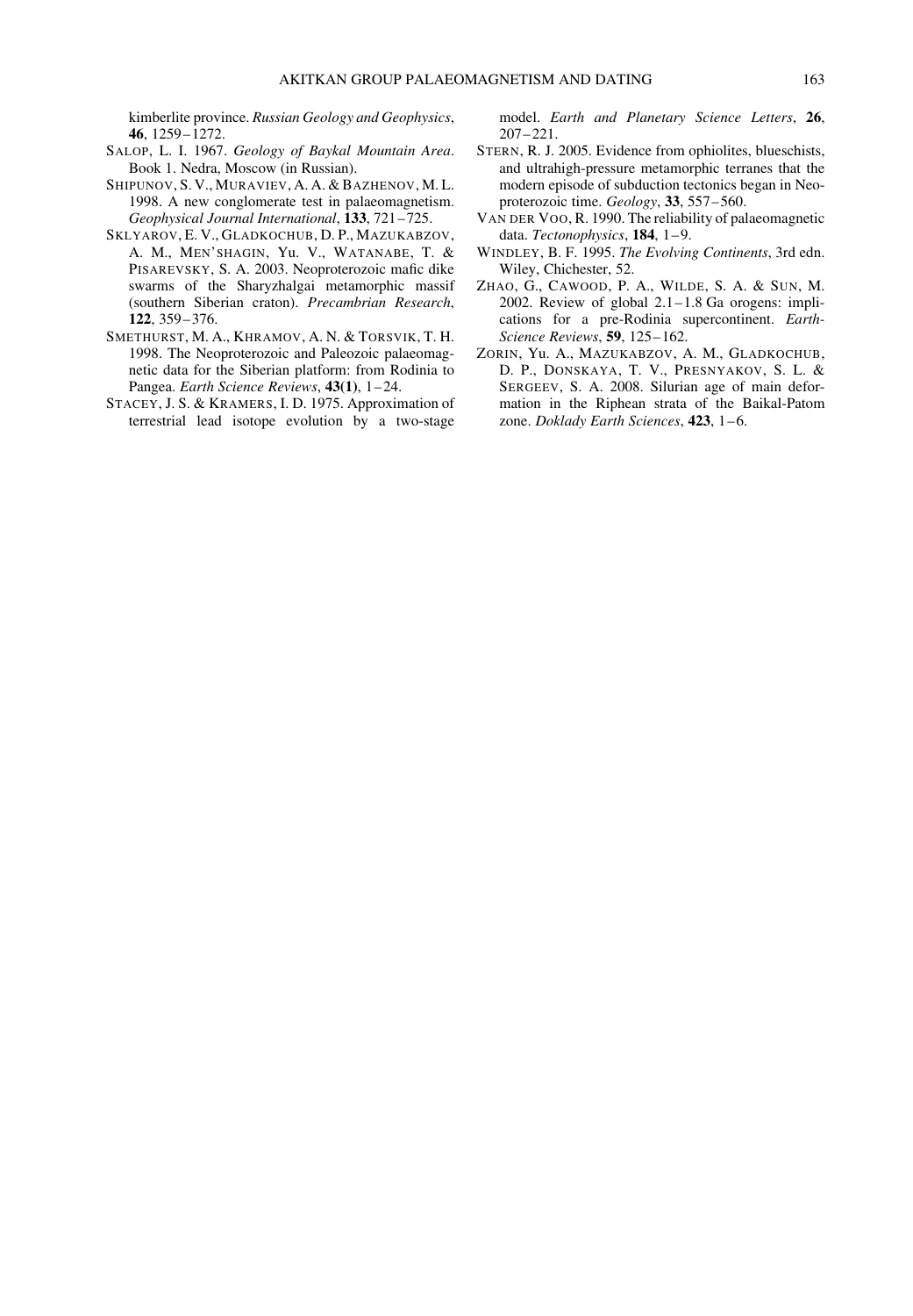kimberlite province. *Russian Geology and Geophysics*, **46**, 1259–1272.

SALOP, L. I. 1967. *Geology of Baykal Mountain Area*. Book 1. Nedra, Moscow (in Russian).

SHIPUNOV, S. V., MURAVIEV, A. A. & BAZHENOV, M. L. 1998. A new conglomerate test in palaeomagnetism. *Geophysical Journal International*, **133**, 721–725.

SKLYAROV, E. V., GLADKOCHUB, D. P., MAZUKABZOV, A. M., MEN'SHAGIN, Yu. V., WATANABE, T. & PISAREVSKY, S. A. 2003. Neoproterozoic mafic dike swarms of the Sharyzhalgai metamorphic massif (southern Siberian craton). *Precambrian Research*, **122**, 359–376.

SMETHURST, M. A., KHRAMOV, A. N. & TORSVIK, T. H. 1998. The Neoproterozoic and Paleozoic palaeomagnetic data for the Siberian platform: from Rodinia to Pangea. *Earth Science Reviews*, **43(1)**, 1–24.

STACEY, J. S. & KRAMERS, I. D. 1975. Approximation of terrestrial lead isotope evolution by a two-stage model. *Earth and Planetary Science Letters*, **26**, 207–221.

STERN, R. J. 2005. Evidence from ophiolites, blueschists, and ultrahigh-pressure metamorphic terranes that the modern episode of subduction tectonics began in Neoproterozoic time. *Geology*, **33**, 557–560.

VAN DER VOO, R. 1990. The reliability of palaeomagnetic data. *Tectonophysics*, **184**, 1–9.

WINDLEY, B. F. 1995. *The Evolving Continents*, 3rd edn. Wiley, Chichester, 52.

ZHAO, G., CAWOOD, P. A., WILDE, S. A. & SUN, M. 2002. Review of global 2.1–1.8 Ga orogens: implications for a pre-Rodinia supercontinent. *Earth-Science Reviews*, **59**, 125–162.

ZORIN, Yu. A., MAZUKABZOV, A. M., GLADKOCHUB, D. P., DONSKAYA, T. V., PRESNYAKOV, S. L. & SERGEEV, S. A. 2008. Silurian age of main deformation in the Riphean strata of the Baikal-Patom zone. *Doklady Earth Sciences*, **423**, 1–6.